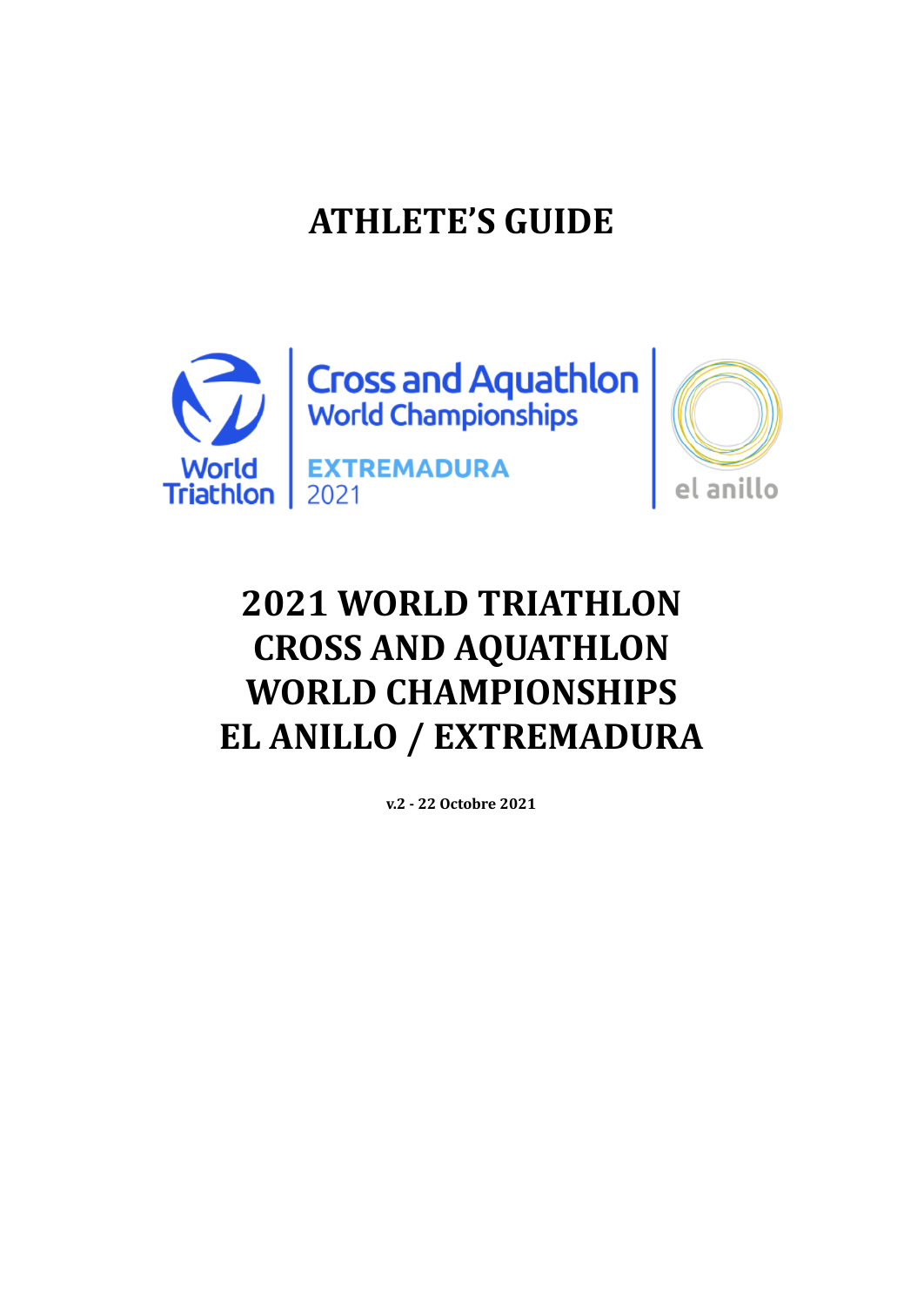# ATHLETE'S GUIDE

World Triathlon | Cross and Aquathlon World Championships EXTREMADURA 2021 | el anillo

# 2021 WORLD TRIATHLON CROSS AND AQUATHLON WORLD CHAMPIONSHIPS EL ANILLO / EXTREMADURA

**v.2 - 22 Octobre 2021**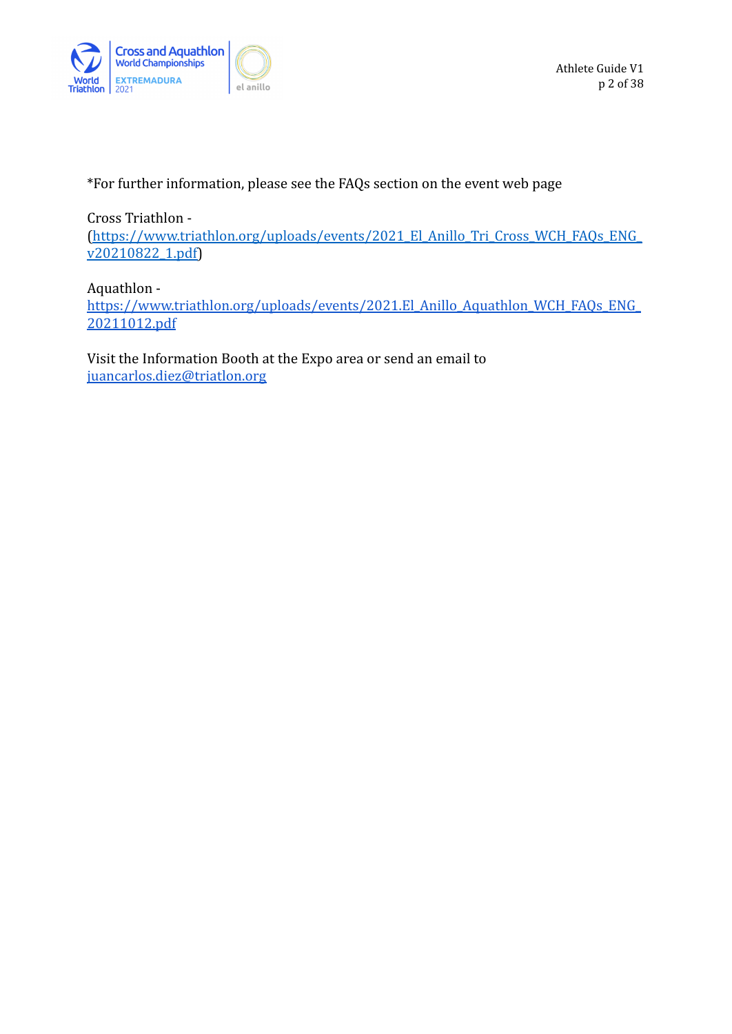*For further information, please see the FAQs section on the event web page

Cross Triathlon - (https://www.triathlon.org/uploads/events/2021_El_Anillo_Tri_Cross_WCH_FAQs_ENG_v20210822_1.pdf)

Aquathlon - https://www.triathlon.org/uploads/events/2021.El_Anillo_Aquathlon_WCH_FAQs_ENG_20211012.pdf

Visit the Information Booth at the Expo area or send an email to juancarlos.diez@triatlon.org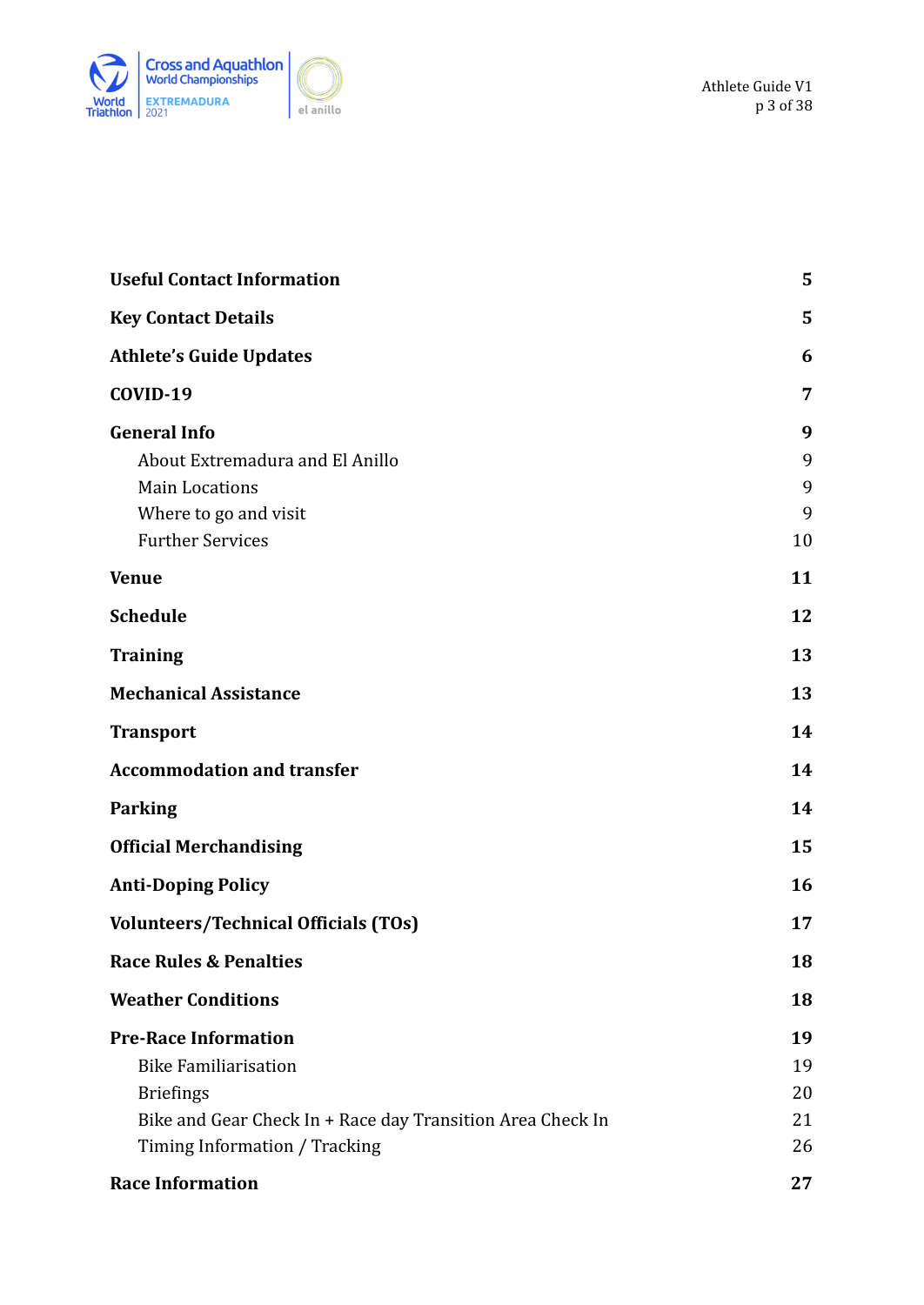| | |
|---|---|
| **Useful Contact Information** | **5** |
| **Key Contact Details** | **5** |
| **Athlete's Guide Updates** | **6** |
| **COVID-19** | **7** |
| **General Info** | **9** |
| About Extremadura and El Anillo | 9 |
| Main Locations | 9 |
| Where to go and visit | 9 |
| Further Services | 10 |
| **Venue** | **11** |
| **Schedule** | **12** |
| **Training** | **13** |
| **Mechanical Assistance** | **13** |
| **Transport** | **14** |
| **Accommodation and transfer** | **14** |
| **Parking** | **14** |
| **Official Merchandising** | **15** |
| **Anti-Doping Policy** | **16** |
| **Volunteers/Technical Officials (TOs)** | **17** |
| **Race Rules & Penalties** | **18** |
| **Weather Conditions** | **18** |
| **Pre-Race Information** | **19** |
| Bike Familiarisation | 19 |
| Briefings | 20 |
| Bike and Gear Check In + Race day Transition Area Check In | 21 |
| Timing Information / Tracking | 26 |
| **Race Information** | **27** |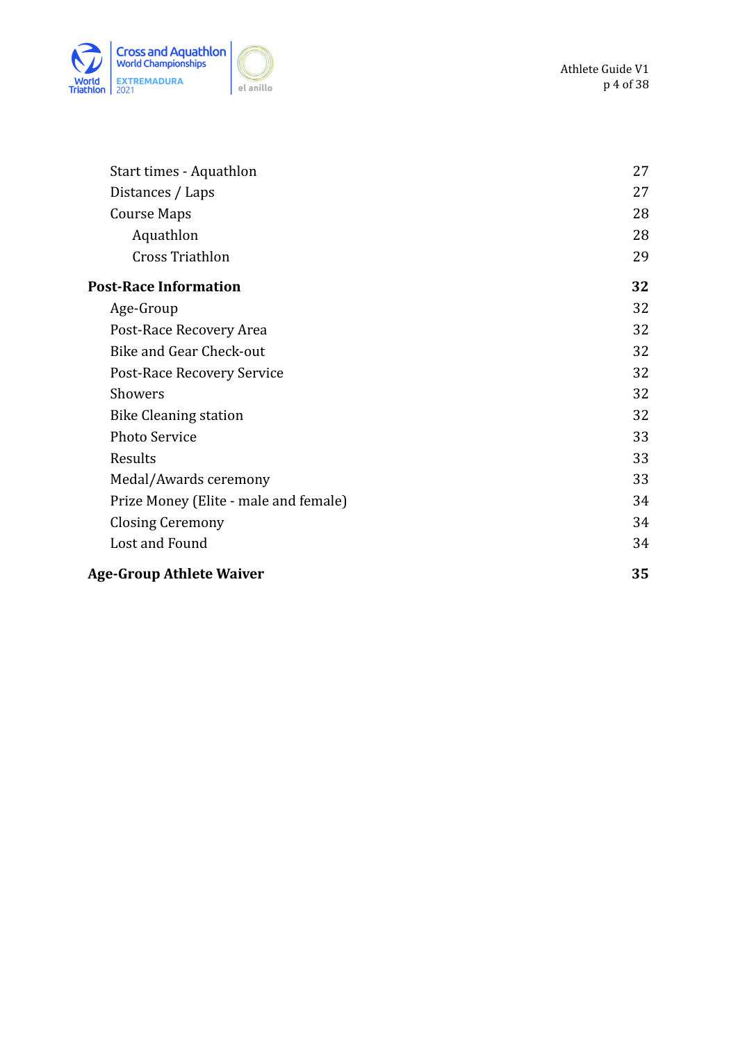| | |
|---|---|
| Start times - Aquathlon | 27 |
| Distances / Laps | 27 |
| Course Maps | 28 |
| Aquathlon | 28 |
| Cross Triathlon | 29 |
| **Post-Race Information** | **32** |
| Age-Group | 32 |
| Post-Race Recovery Area | 32 |
| Bike and Gear Check-out | 32 |
| Post-Race Recovery Service | 32 |
| Showers | 32 |
| Bike Cleaning station | 32 |
| Photo Service | 33 |
| Results | 33 |
| Medal/Awards ceremony | 33 |
| Prize Money (Elite - male and female) | 34 |
| Closing Ceremony | 34 |
| Lost and Found | 34 |
| **Age-Group Athlete Waiver** | **35** |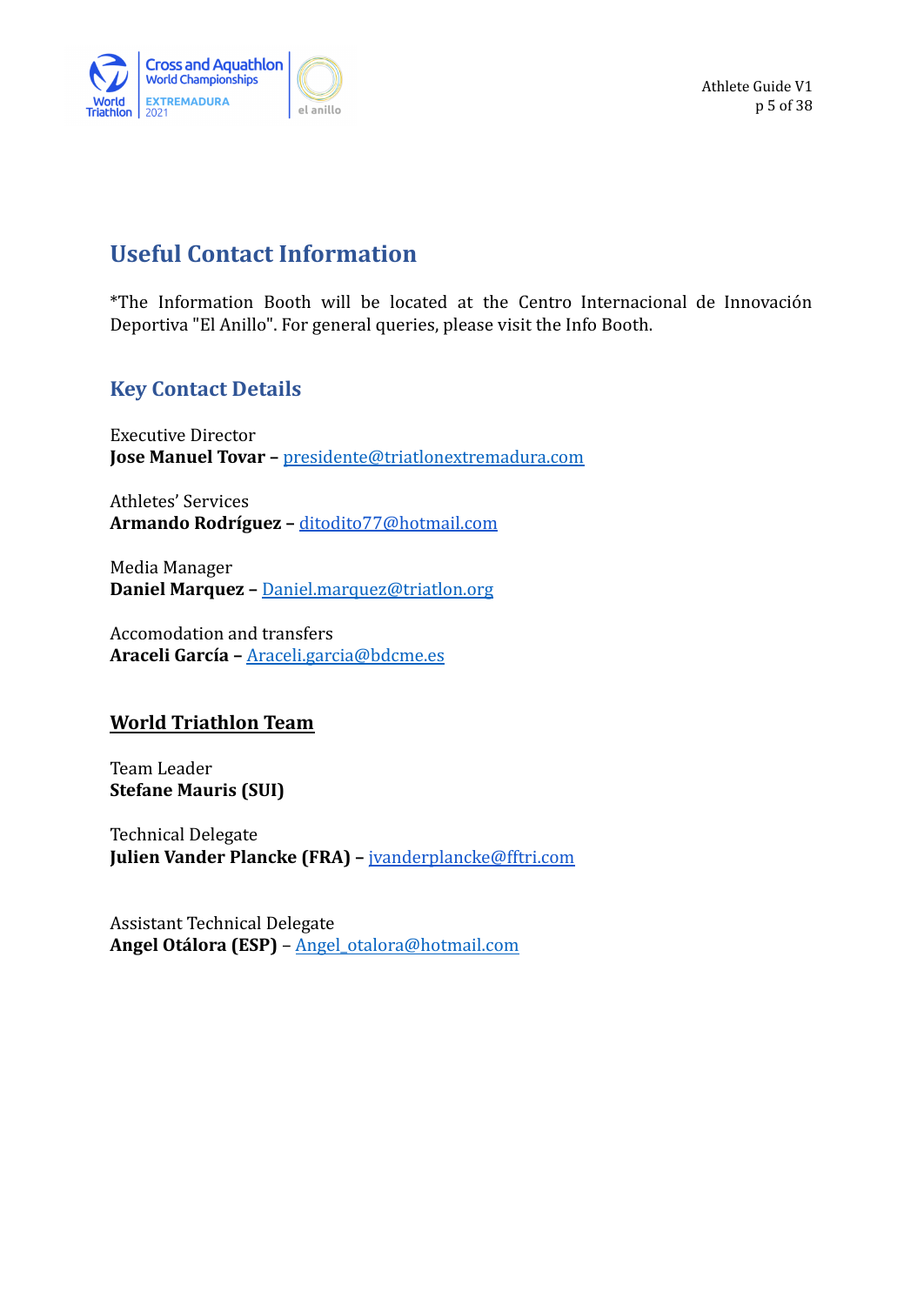# Useful Contact Information

*The Information Booth will be located at the Centro Internacional de Innovación Deportiva "El Anillo". For general queries, please visit the Info Booth.

## Key Contact Details

Executive Director
**Jose Manuel Tovar –** presidente@triatlonextremadura.com

Athletes' Services
**Armando Rodríguez –** ditodito77@hotmail.com

Media Manager
**Daniel Marquez –** Daniel.marquez@triatlon.org

Accomodation and transfers
**Araceli García –** Araceli.garcia@bdcme.es

## World Triathlon Team

Team Leader
**Stefane Mauris (SUI)**

Technical Delegate
**Julien Vander Plancke (FRA) –** jvanderplancke@fftri.com

Assistant Technical Delegate
**Angel Otálora (ESP)** – Angel_otalora@hotmail.com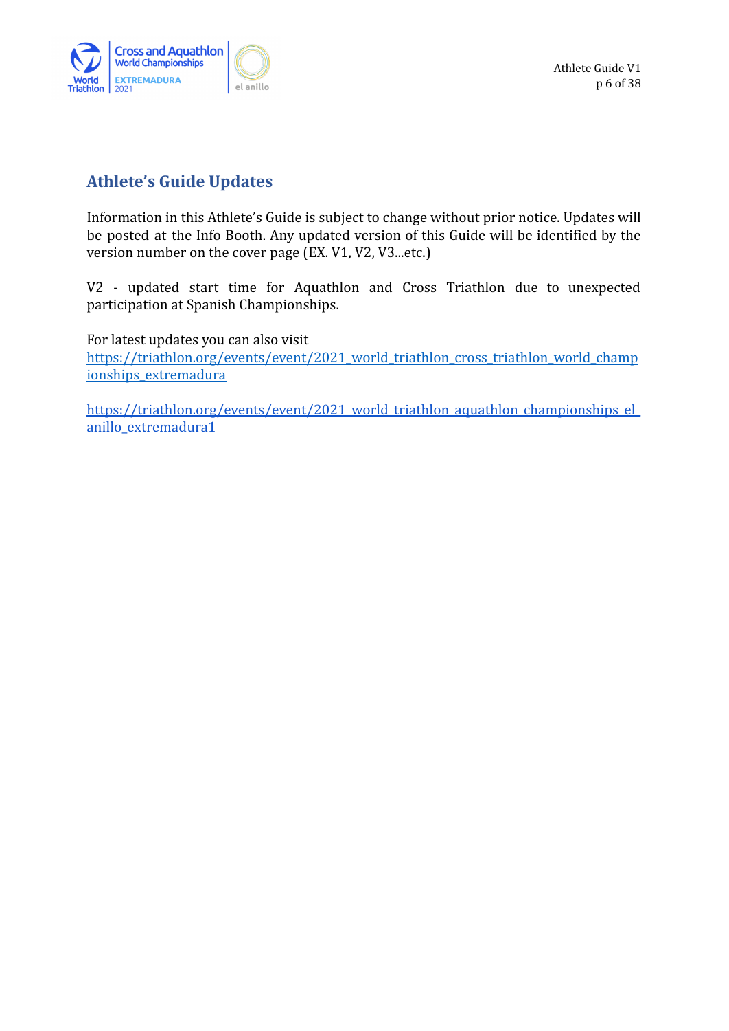## Athlete's Guide Updates

Information in this Athlete's Guide is subject to change without prior notice. Updates will be posted at the Info Booth. Any updated version of this Guide will be identified by the version number on the cover page (EX. V1, V2, V3...etc.)

V2 - updated start time for Aquathlon and Cross Triathlon due to unexpected participation at Spanish Championships.

For latest updates you can also visit
https://triathlon.org/events/event/2021_world_triathlon_cross_triathlon_world_championships_extremadura

https://triathlon.org/events/event/2021_world_triathlon_aquathlon_championships_el_anillo_extremadura1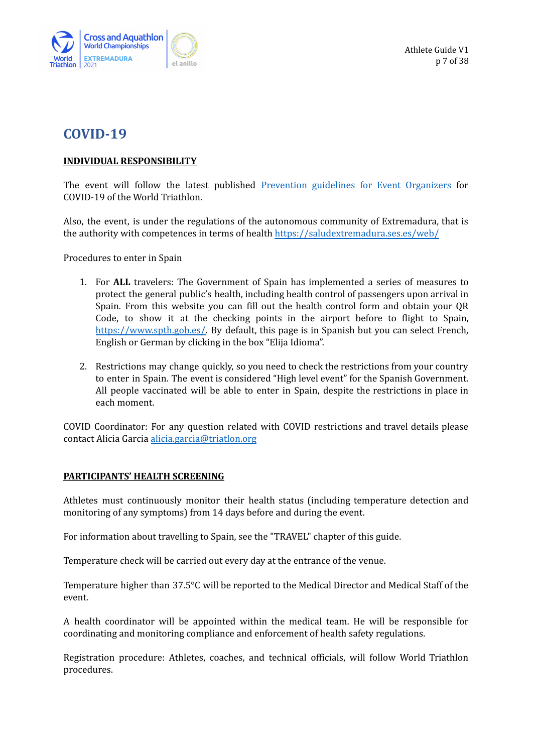# COVID-19

## INDIVIDUAL RESPONSIBILITY

The event will follow the latest published Prevention guidelines for Event Organizers for COVID-19 of the World Triathlon.

Also, the event, is under the regulations of the autonomous community of Extremadura, that is the authority with competences in terms of health https://saludextremadura.ses.es/web/

Procedures to enter in Spain

1. For **ALL** travelers: The Government of Spain has implemented a series of measures to protect the general public's health, including health control of passengers upon arrival in Spain. From this website you can fill out the health control form and obtain your QR Code, to show it at the checking points in the airport before to flight to Spain, https://www.spth.gob.es/. By default, this page is in Spanish but you can select French, English or German by clicking in the box "Elija Idioma".

2. Restrictions may change quickly, so you need to check the restrictions from your country to enter in Spain. The event is considered "High level event" for the Spanish Government. All people vaccinated will be able to enter in Spain, despite the restrictions in place in each moment.

COVID Coordinator: For any question related with COVID restrictions and travel details please contact Alicia Garcia alicia.garcia@triatlon.org

## PARTICIPANTS' HEALTH SCREENING

Athletes must continuously monitor their health status (including temperature detection and monitoring of any symptoms) from 14 days before and during the event.

For information about travelling to Spain, see the "TRAVEL" chapter of this guide.

Temperature check will be carried out every day at the entrance of the venue.

Temperature higher than 37.5°C will be reported to the Medical Director and Medical Staff of the event.

A health coordinator will be appointed within the medical team. He will be responsible for coordinating and monitoring compliance and enforcement of health safety regulations.

Registration procedure: Athletes, coaches, and technical officials, will follow World Triathlon procedures.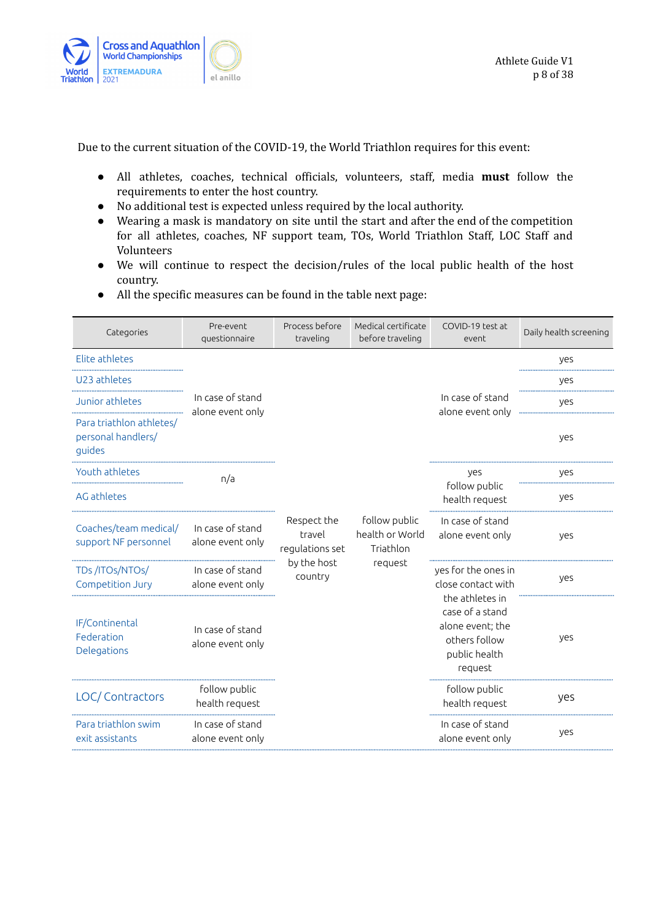Due to the current situation of the COVID-19, the World Triathlon requires for this event:

- All athletes, coaches, technical officials, volunteers, staff, media **must** follow the requirements to enter the host country.
- No additional test is expected unless required by the local authority.
- Wearing a mask is mandatory on site until the start and after the end of the competition for all athletes, coaches, NF support team, TOs, World Triathlon Staff, LOC Staff and Volunteers
- We will continue to respect the decision/rules of the local public health of the host country.
- All the specific measures can be found in the table next page:

| Categories | Pre-event questionnaire | Process before traveling | Medical certificate before traveling | COVID-19 test at event | Daily health screening |
|---|---|---|---|---|---|
| Elite athletes | In case of stand alone event only | Respect the travel regulations set by the host country | follow public health or World Triathlon request | In case of stand alone event only | yes |
| U23 athletes | | | | | yes |
| Junior athletes | | | | | yes |
| Para triathlon athletes/ personal handlers/ guides | | | | | yes |
| Youth athletes | n/a | | | yes | yes |
| AG athletes | | | | follow public health request | yes |
| Coaches/team medical/ support NF personnel | In case of stand alone event only | | | In case of stand alone event only | yes |
| TDs /ITOs/NTOs/ Competition Jury | In case of stand alone event only | | | yes for the ones in close contact with the athletes in case of a stand alone event; the others follow public health request | yes |
| IF/Continental Federation Delegations | In case of stand alone event only | | | | yes |
| LOC/ Contractors | follow public health request | | | follow public health request | yes |
| Para triathlon swim exit assistants | In case of stand alone event only | | | In case of stand alone event only | yes |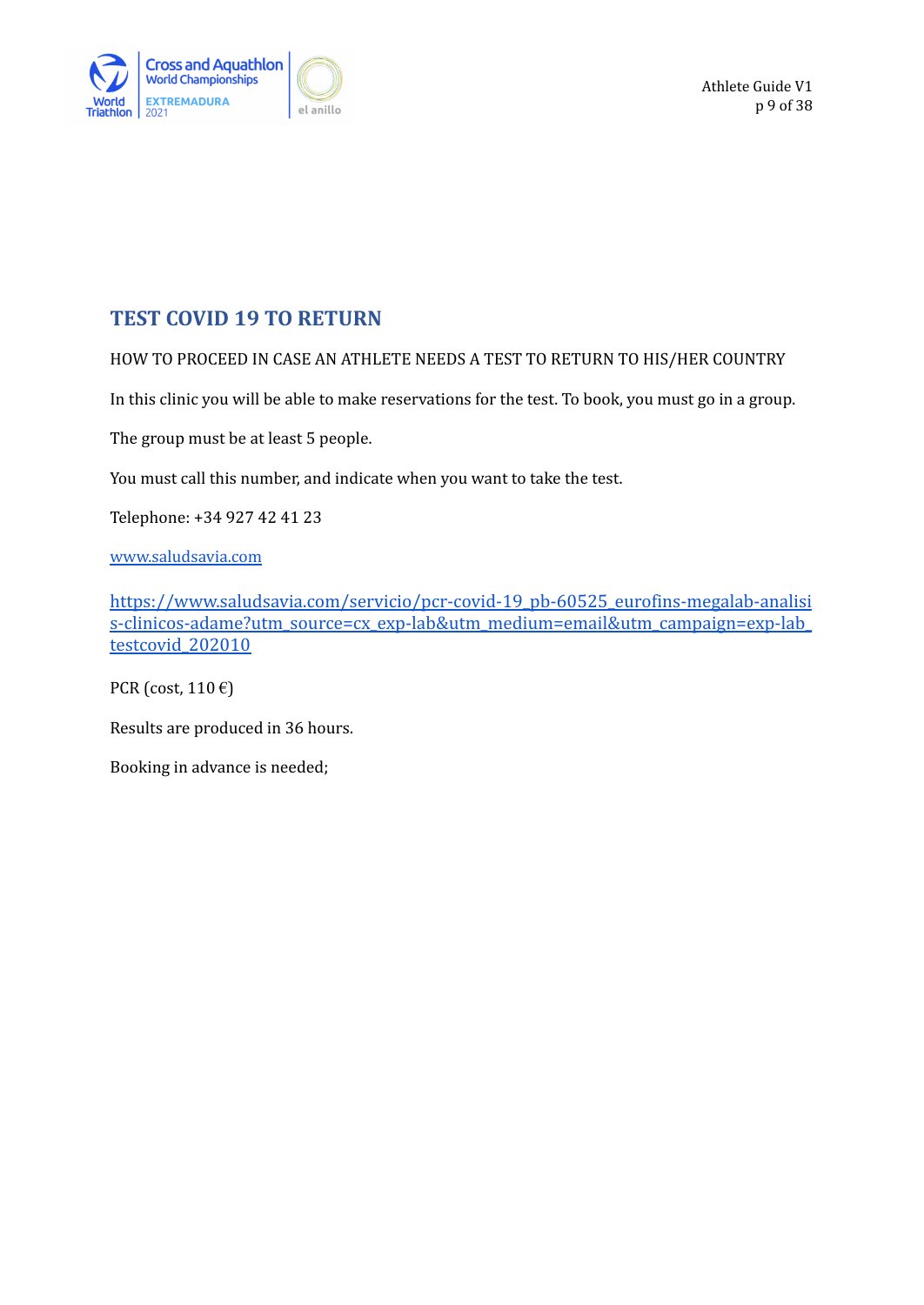## TEST COVID 19 TO RETURN

HOW TO PROCEED IN CASE AN ATHLETE NEEDS A TEST TO RETURN TO HIS/HER COUNTRY

In this clinic you will be able to make reservations for the test. To book, you must go in a group.

The group must be at least 5 people.

You must call this number, and indicate when you want to take the test.

Telephone: +34 927 42 41 23

[www.saludsavia.com](www.saludsavia.com)

[https://www.saludsavia.com/servicio/pcr-covid-19_pb-60525_eurofins-megalab-analisis-clinicos-adame?utm_source=cx_exp-lab&utm_medium=email&utm_campaign=exp-lab_testcovid_202010](https://www.saludsavia.com/servicio/pcr-covid-19_pb-60525_eurofins-megalab-analisis-clinicos-adame?utm_source=cx_exp-lab&utm_medium=email&utm_campaign=exp-lab_testcovid_202010)

PCR (cost, 110 €)

Results are produced in 36 hours.

Booking in advance is needed;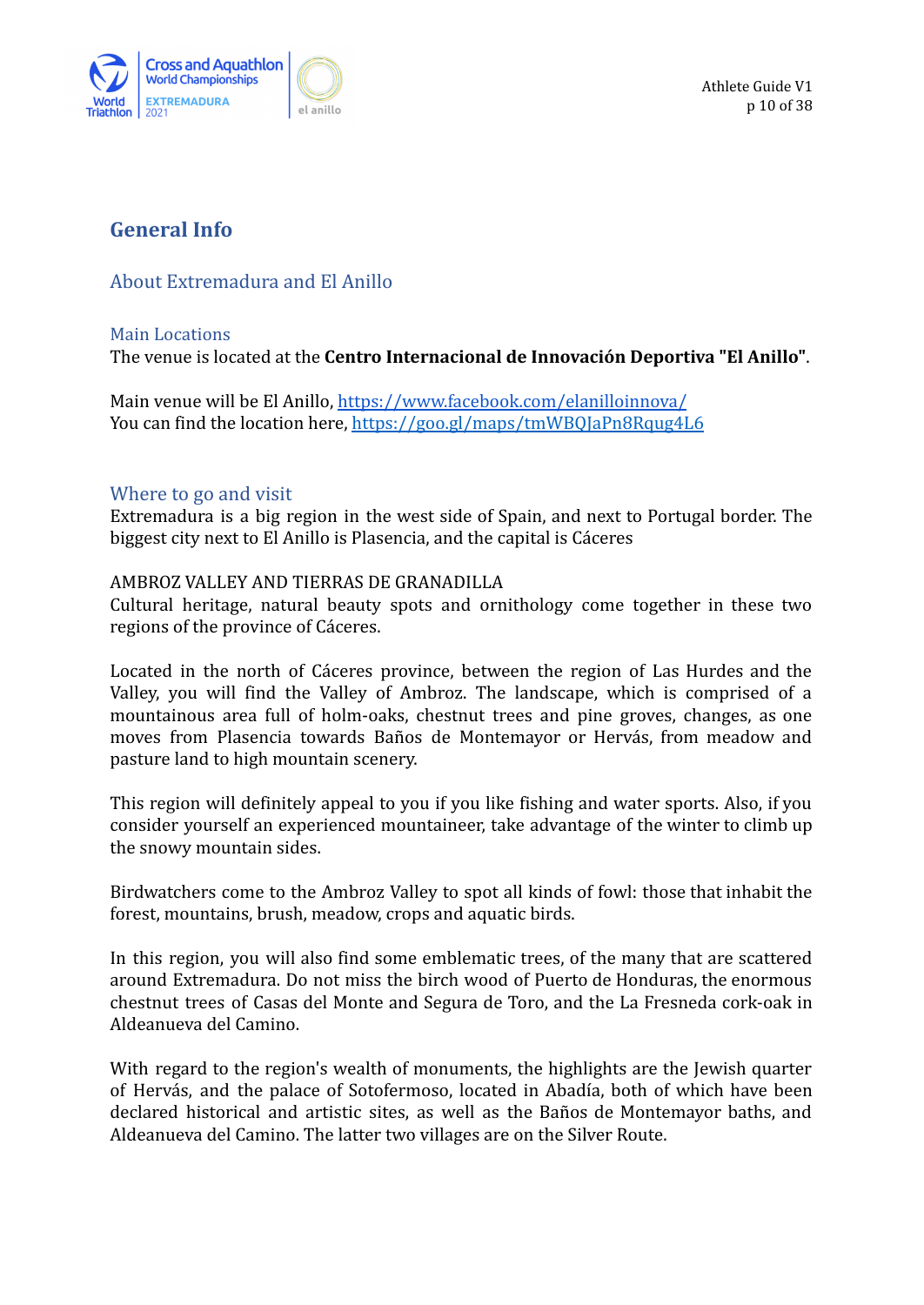# General Info

## About Extremadura and El Anillo

### Main Locations

The venue is located at the **Centro Internacional de Innovación Deportiva "El Anillo"**.

Main venue will be El Anillo, https://www.facebook.com/elanilloinnova/
You can find the location here, https://goo.gl/maps/tmWBQJaPn8Rqug4L6

### Where to go and visit

Extremadura is a big region in the west side of Spain, and next to Portugal border. The biggest city next to El Anillo is Plasencia, and the capital is Cáceres

AMBROZ VALLEY AND TIERRAS DE GRANADILLA
Cultural heritage, natural beauty spots and ornithology come together in these two regions of the province of Cáceres.

Located in the north of Cáceres province, between the region of Las Hurdes and the Valley, you will find the Valley of Ambroz. The landscape, which is comprised of a mountainous area full of holm-oaks, chestnut trees and pine groves, changes, as one moves from Plasencia towards Baños de Montemayor or Hervás, from meadow and pasture land to high mountain scenery.

This region will definitely appeal to you if you like fishing and water sports. Also, if you consider yourself an experienced mountaineer, take advantage of the winter to climb up the snowy mountain sides.

Birdwatchers come to the Ambroz Valley to spot all kinds of fowl: those that inhabit the forest, mountains, brush, meadow, crops and aquatic birds.

In this region, you will also find some emblematic trees, of the many that are scattered around Extremadura. Do not miss the birch wood of Puerto de Honduras, the enormous chestnut trees of Casas del Monte and Segura de Toro, and the La Fresneda cork-oak in Aldeanueva del Camino.

With regard to the region's wealth of monuments, the highlights are the Jewish quarter of Hervás, and the palace of Sotofermoso, located in Abadía, both of which have been declared historical and artistic sites, as well as the Baños de Montemayor baths, and Aldeanueva del Camino. The latter two villages are on the Silver Route.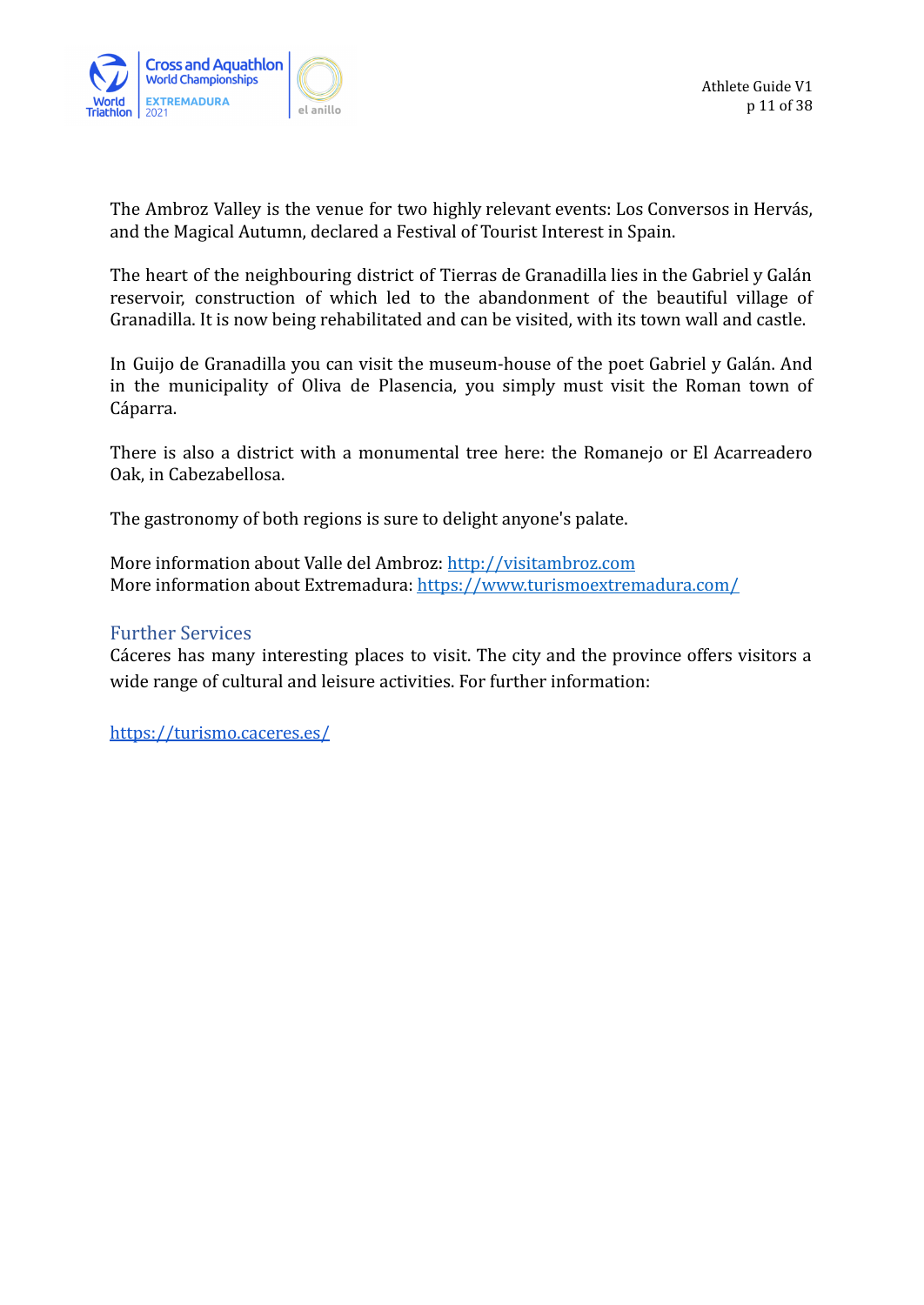The Ambroz Valley is the venue for two highly relevant events: Los Conversos in Hervás, and the Magical Autumn, declared a Festival of Tourist Interest in Spain.

The heart of the neighbouring district of Tierras de Granadilla lies in the Gabriel y Galán reservoir, construction of which led to the abandonment of the beautiful village of Granadilla. It is now being rehabilitated and can be visited, with its town wall and castle.

In Guijo de Granadilla you can visit the museum-house of the poet Gabriel y Galán. And in the municipality of Oliva de Plasencia, you simply must visit the Roman town of Cáparra.

There is also a district with a monumental tree here: the Romanejo or El Acarreadero Oak, in Cabezabellosa.

The gastronomy of both regions is sure to delight anyone's palate.

More information about Valle del Ambroz: [http://visitambroz.com](http://visitambroz.com)
More information about Extremadura: [https://www.turismoextremadura.com/](https://www.turismoextremadura.com/)

## Further Services

Cáceres has many interesting places to visit. The city and the province offers visitors a wide range of cultural and leisure activities. For further information:

[https://turismo.caceres.es/](https://turismo.caceres.es/)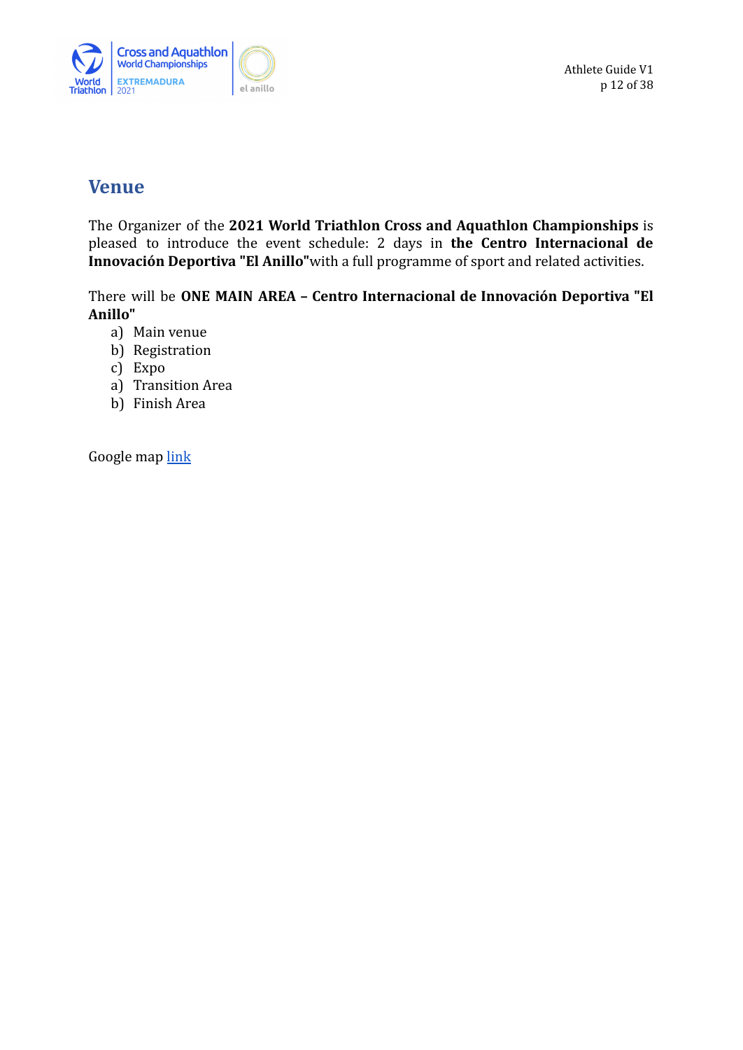# Venue

The Organizer of the **2021 World Triathlon Cross and Aquathlon Championships** is pleased to introduce the event schedule: 2 days in **the Centro Internacional de Innovación Deportiva "El Anillo"**with a full programme of sport and related activities.

There will be **ONE MAIN AREA – Centro Internacional de Innovación Deportiva "El Anillo"**

a) Main venue
b) Registration
c) Expo
a) Transition Area
b) Finish Area

Google map link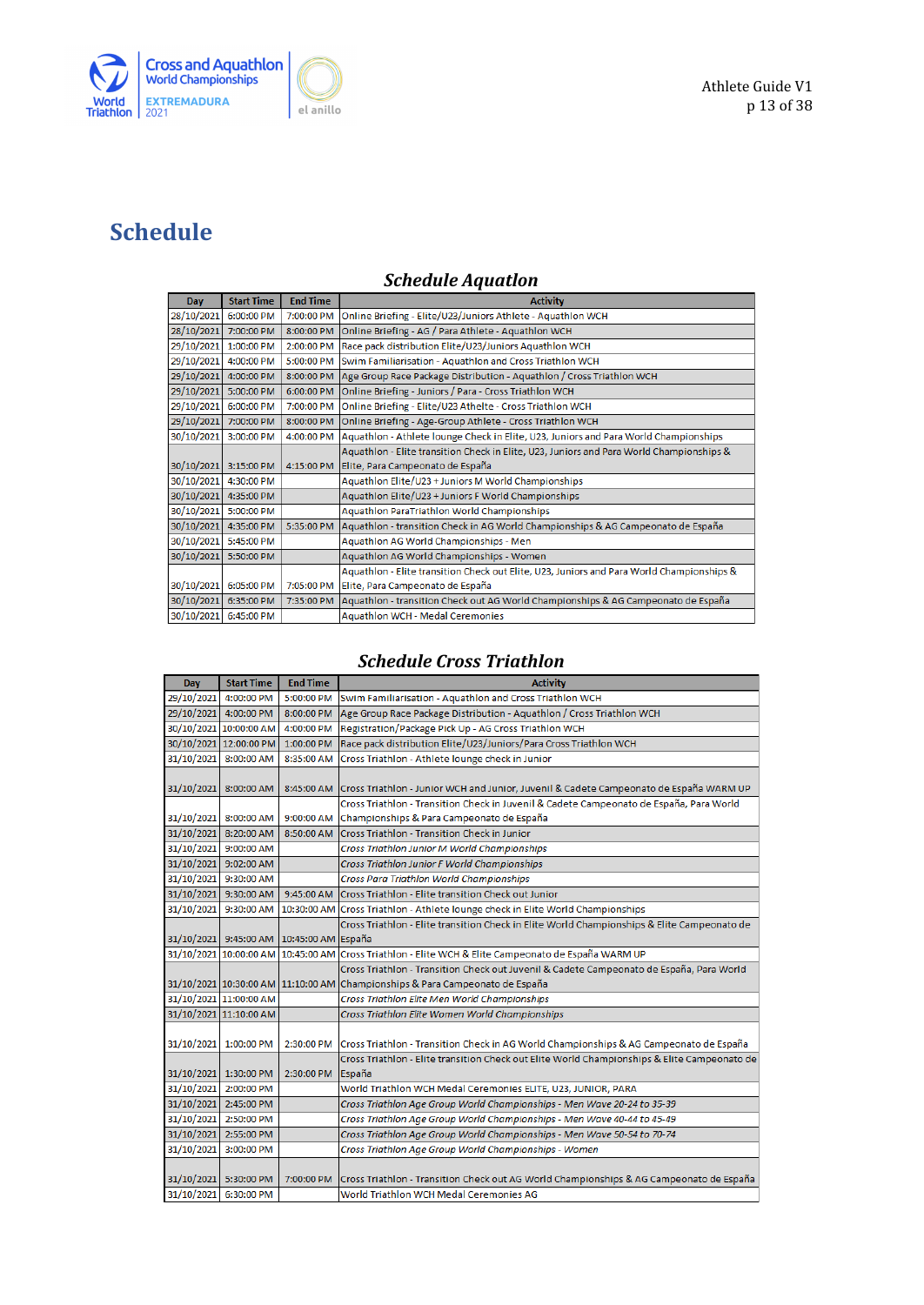# Schedule

## *Schedule Aquatlon*

| Day | Start Time | End Time | Activity |
|---|---|---|---|
| 28/10/2021 | 6:00:00 PM | 7:00:00 PM | Online Briefing - Elite/U23/Juniors Athlete - Aquathlon WCH |
| 28/10/2021 | 7:00:00 PM | 8:00:00 PM | Online Briefing - AG / Para Athlete - Aquathlon WCH |
| 29/10/2021 | 1:00:00 PM | 2:00:00 PM | Race pack distribution Elite/U23/Juniors Aquathlon WCH |
| 29/10/2021 | 4:00:00 PM | 5:00:00 PM | Swim Familiarisation - Aquathlon and Cross Triathlon WCH |
| 29/10/2021 | 4:00:00 PM | 8:00:00 PM | Age Group Race Package Distribution - Aquathlon / Cross Triathlon WCH |
| 29/10/2021 | 5:00:00 PM | 6:00:00 PM | Online Briefing - Juniors / Para - Cross Triathlon WCH |
| 29/10/2021 | 6:00:00 PM | 7:00:00 PM | Online Briefing - Elite/U23 Athelte - Cross Triathlon WCH |
| 29/10/2021 | 7:00:00 PM | 8:00:00 PM | Online Briefing - Age-Group Athlete - Cross Triathlon WCH |
| 30/10/2021 | 3:00:00 PM | 4:00:00 PM | Aquathlon - Athlete lounge Check in Elite, U23, Juniors and Para World Championships |
| 30/10/2021 | 3:15:00 PM | 4:15:00 PM | Aquathlon - Elite transition Check in Elite, U23, Juniors and Para World Championships & Elite, Para Campeonato de España |
| 30/10/2021 | 4:30:00 PM | | Aquathlon Elite/U23 + Juniors M World Championships |
| 30/10/2021 | 4:35:00 PM | | Aquathlon Elite/U23 + Juniors F World Championships |
| 30/10/2021 | 5:00:00 PM | | Aquathlon ParaTriathlon World Championships |
| 30/10/2021 | 4:35:00 PM | 5:35:00 PM | Aquathlon - transition Check in AG World Championships & AG Campeonato de España |
| 30/10/2021 | 5:45:00 PM | | Aquathlon AG World Championships - Men |
| 30/10/2021 | 5:50:00 PM | | Aquathlon AG World Championships - Women |
| 30/10/2021 | 6:05:00 PM | 7:05:00 PM | Aquathlon - Elite transition Check out Elite, U23, Juniors and Para World Championships & Elite, Para Campeonato de España |
| 30/10/2021 | 6:35:00 PM | 7:35:00 PM | Aquathlon - transition Check out AG World Championships & AG Campeonato de España |
| 30/10/2021 | 6:45:00 PM | | Aquathlon WCH - Medal Ceremonies |

## *Schedule Cross Triathlon*

| Day | Start Time | End Time | Activity |
|---|---|---|---|
| 29/10/2021 | 4:00:00 PM | 5:00:00 PM | Swim Familiarisation - Aquathlon and Cross Triathlon WCH |
| 29/10/2021 | 4:00:00 PM | 8:00:00 PM | Age Group Race Package Distribution - Aquathlon / Cross Triathlon WCH |
| 30/10/2021 | 10:00:00 AM | 4:00:00 PM | Registration/Package Pick Up - AG Cross Triathlon WCH |
| 30/10/2021 | 12:00:00 PM | 1:00:00 PM | Race pack distribution Elite/U23/Juniors/Para Cross Triathlon WCH |
| 31/10/2021 | 8:00:00 AM | 8:35:00 AM | Cross Triathlon - Athlete lounge check in Junior |
| 31/10/2021 | 8:00:00 AM | 8:45:00 AM | Cross Triathlon - Junior WCH and Junior, Juvenil & Cadete Campeonato de España WARM UP |
| 31/10/2021 | 8:00:00 AM | 9:00:00 AM | Cross Triathlon - Transition Check in Juvenil & Cadete Campeonato de España, Para World Championships & Para Campeonato de España |
| 31/10/2021 | 8:20:00 AM | 8:50:00 AM | Cross Triathlon - Transition Check in Junior |
| 31/10/2021 | 9:00:00 AM | | *Cross Triathlon Junior M World Championships* |
| 31/10/2021 | 9:02:00 AM | | *Cross Triathlon Junior F World Championships* |
| 31/10/2021 | 9:30:00 AM | | *Cross Para Triathlon World Championships* |
| 31/10/2021 | 9:30:00 AM | 9:45:00 AM | Cross Triathlon - Elite transition Check out Junior |
| 31/10/2021 | 9:30:00 AM | 10:30:00 AM | Cross Triathlon - Athlete lounge check in Elite World Championships |
| 31/10/2021 | 9:45:00 AM | 10:45:00 AM | Cross Triathlon - Elite transition Check in Elite World Championships & Elite Campeonato de España |
| 31/10/2021 | 10:00:00 AM | 10:45:00 AM | Cross Triathlon - Elite WCH & Elite Campeonato de España WARM UP |
| 31/10/2021 | 10:30:00 AM | 11:10:00 AM | Cross Triathlon - Transition Check out Juvenil & Cadete Campeonato de España, Para World Championships & Para Campeonato de España |
| 31/10/2021 | 11:00:00 AM | | *Cross Triathlon Elite Men World Championships* |
| 31/10/2021 | 11:10:00 AM | | *Cross Triathlon Elite Women World Championships* |
| 31/10/2021 | 1:00:00 PM | 2:30:00 PM | Cross Triathlon - Transition Check in AG World Championships & AG Campeonato de España |
| 31/10/2021 | 1:30:00 PM | 2:30:00 PM | Cross Triathlon - Elite transition Check out Elite World Championships & Elite Campeonato de España |
| 31/10/2021 | 2:00:00 PM | | World Triathlon WCH Medal Ceremonies ELITE, U23, JUNIOR, PARA |
| 31/10/2021 | 2:45:00 PM | | *Cross Triathlon Age Group World Championships - Men Wave 20-24 to 35-39* |
| 31/10/2021 | 2:50:00 PM | | *Cross Triathlon Age Group World Championships - Men Wave 40-44 to 45-49* |
| 31/10/2021 | 2:55:00 PM | | *Cross Triathlon Age Group World Championships - Men Wave 50-54 to 70-74* |
| 31/10/2021 | 3:00:00 PM | | *Cross Triathlon Age Group World Championships - Women* |
| 31/10/2021 | 5:30:00 PM | 7:00:00 PM | Cross Triathlon - Transition Check out AG World Championships & AG Campeonato de España |
| 31/10/2021 | 6:30:00 PM | | World Triathlon WCH Medal Ceremonies AG |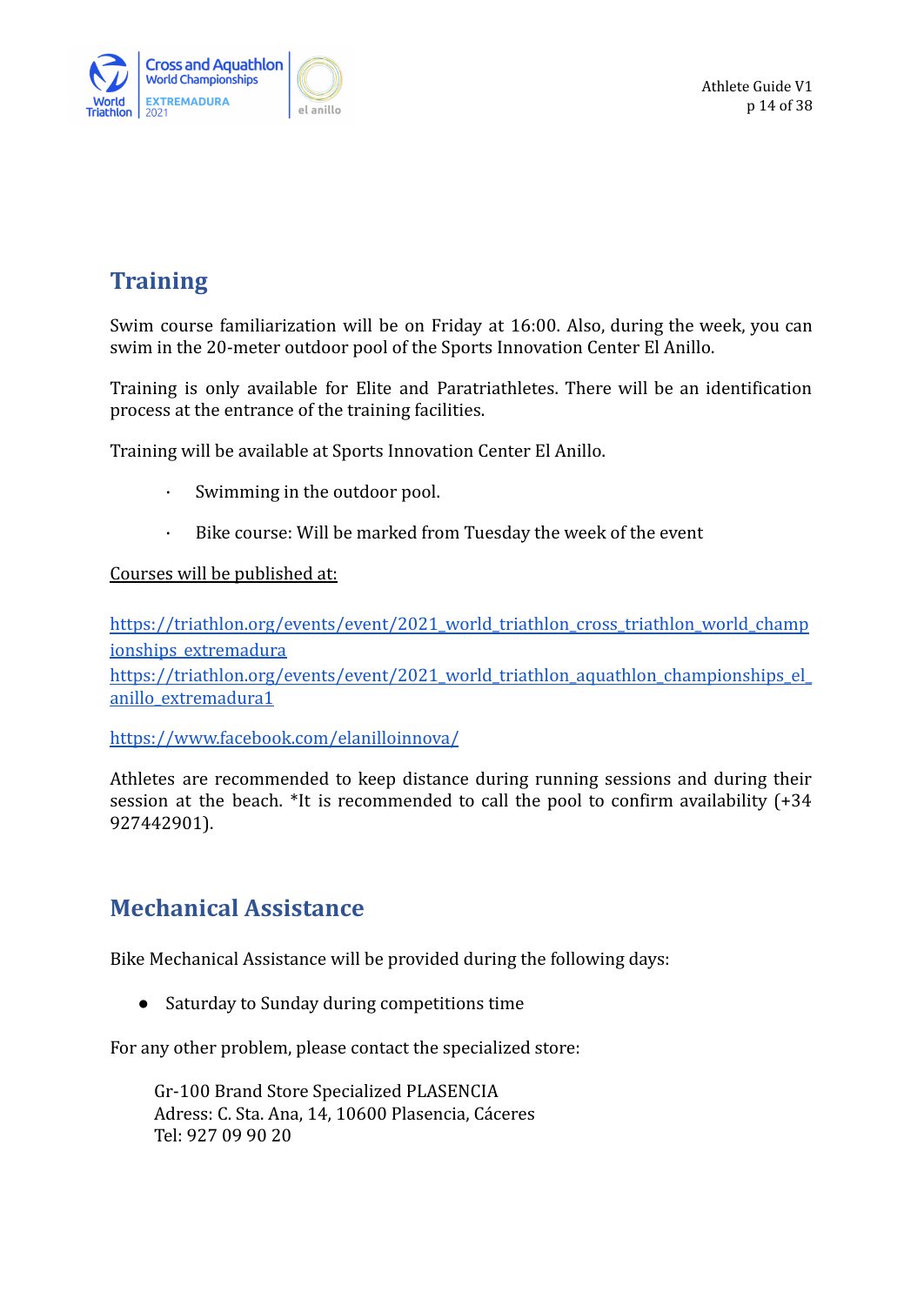## Training

Swim course familiarization will be on Friday at 16:00. Also, during the week, you can swim in the 20-meter outdoor pool of the Sports Innovation Center El Anillo.

Training is only available for Elite and Paratriathletes. There will be an identification process at the entrance of the training facilities.

Training will be available at Sports Innovation Center El Anillo.

- Swimming in the outdoor pool.
- Bike course: Will be marked from Tuesday the week of the event

Courses will be published at:

https://triathlon.org/events/event/2021_world_triathlon_cross_triathlon_world_championships_extremadura
https://triathlon.org/events/event/2021_world_triathlon_aquathlon_championships_el_anillo_extremadura1

https://www.facebook.com/elanilloinnova/

Athletes are recommended to keep distance during running sessions and during their session at the beach. *It is recommended to call the pool to confirm availability (+34 927442901).

## Mechanical Assistance

Bike Mechanical Assistance will be provided during the following days:

- Saturday to Sunday during competitions time

For any other problem, please contact the specialized store:

Gr-100 Brand Store Specialized PLASENCIA
Adress: C. Sta. Ana, 14, 10600 Plasencia, Cáceres
Tel: 927 09 90 20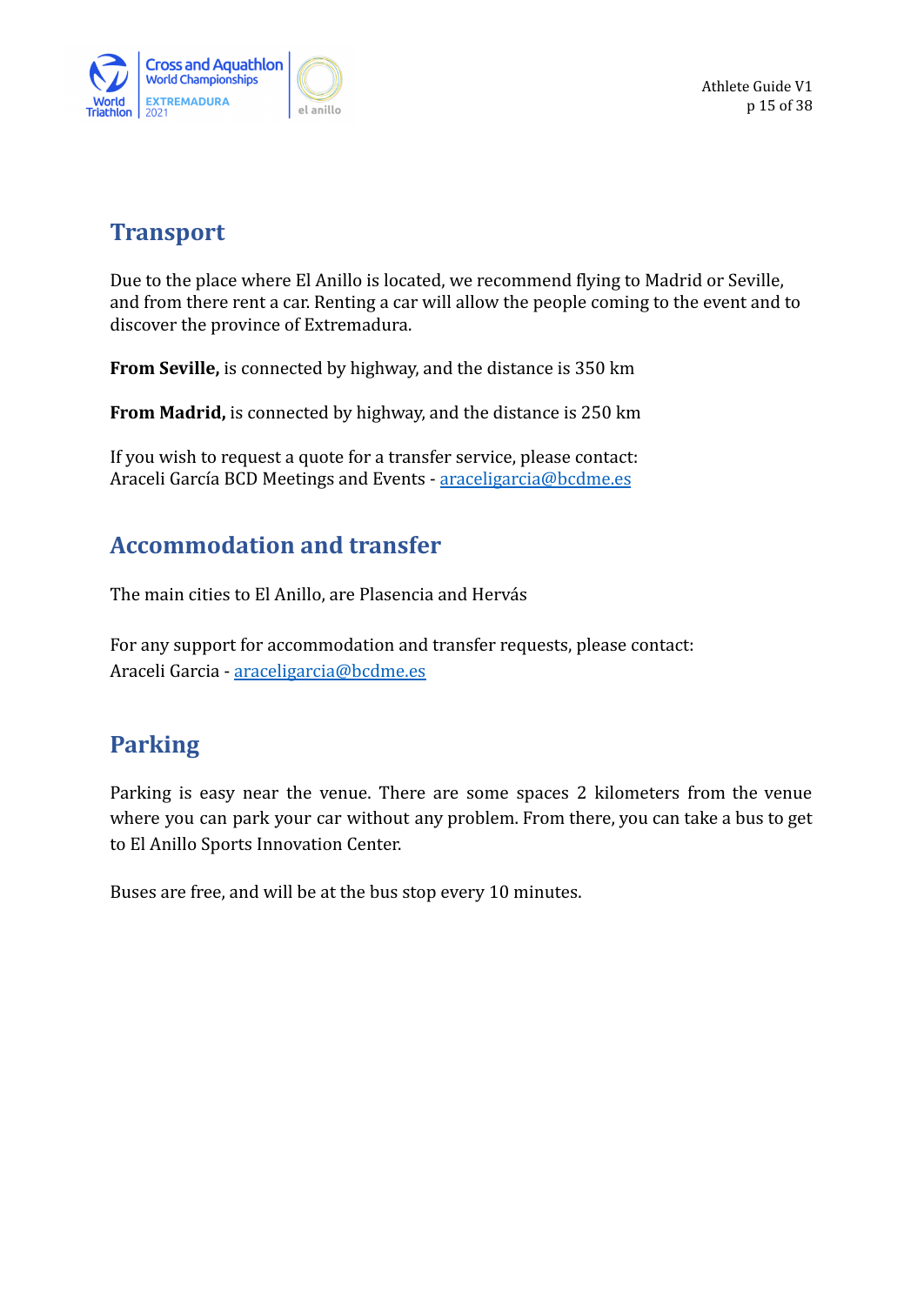## Transport

Due to the place where El Anillo is located, we recommend flying to Madrid or Seville, and from there rent a car. Renting a car will allow the people coming to the event and to discover the province of Extremadura.

**From Seville,** is connected by highway, and the distance is 350 km

**From Madrid,** is connected by highway, and the distance is 250 km

If you wish to request a quote for a transfer service, please contact:
Araceli García BCD Meetings and Events - araceligarcia@bcdme.es

## Accommodation and transfer

The main cities to El Anillo, are Plasencia and Hervás

For any support for accommodation and transfer requests, please contact:
Araceli Garcia - araceligarcia@bcdme.es

## Parking

Parking is easy near the venue. There are some spaces 2 kilometers from the venue where you can park your car without any problem. From there, you can take a bus to get to El Anillo Sports Innovation Center.

Buses are free, and will be at the bus stop every 10 minutes.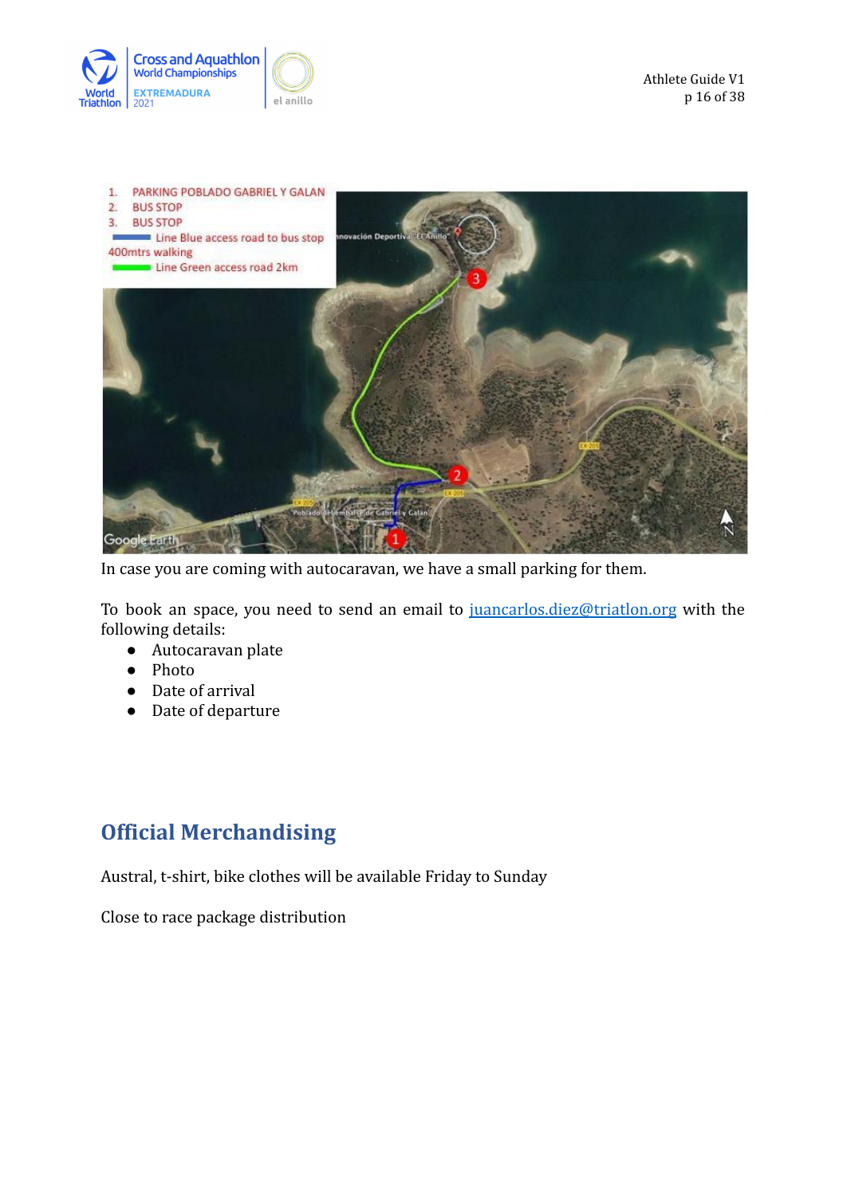1. PARKING POBLADO GABRIEL Y GALAN
2. BUS STOP
3. BUS STOP

Line Blue access road to bus stop 400mtrs walking

Line Green access road 2km

In case you are coming with autocaravan, we have a small parking for them.

To book an space, you need to send an email to [juancarlos.diez@triatlon.org](mailto:juancarlos.diez@triatlon.org) with the following details:

- Autocaravan plate
- Photo
- Date of arrival
- Date of departure

## Official Merchandising

Austral, t-shirt, bike clothes will be available Friday to Sunday

Close to race package distribution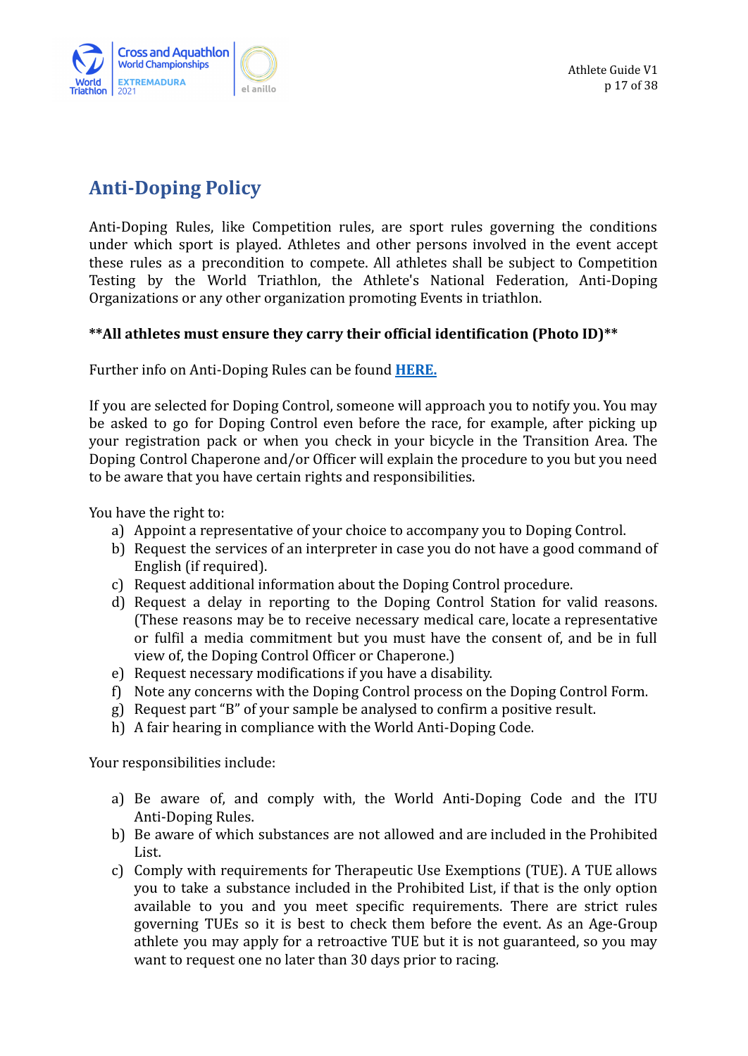## Anti-Doping Policy

Anti-Doping Rules, like Competition rules, are sport rules governing the conditions under which sport is played. Athletes and other persons involved in the event accept these rules as a precondition to compete. All athletes shall be subject to Competition Testing by the World Triathlon, the Athlete's National Federation, Anti-Doping Organizations or any other organization promoting Events in triathlon.

****All athletes must ensure they carry their official identification (Photo ID)****

Further info on Anti-Doping Rules can be found **HERE.**

If you are selected for Doping Control, someone will approach you to notify you. You may be asked to go for Doping Control even before the race, for example, after picking up your registration pack or when you check in your bicycle in the Transition Area. The Doping Control Chaperone and/or Officer will explain the procedure to you but you need to be aware that you have certain rights and responsibilities.

You have the right to:

a) Appoint a representative of your choice to accompany you to Doping Control.
b) Request the services of an interpreter in case you do not have a good command of English (if required).
c) Request additional information about the Doping Control procedure.
d) Request a delay in reporting to the Doping Control Station for valid reasons. (These reasons may be to receive necessary medical care, locate a representative or fulfil a media commitment but you must have the consent of, and be in full view of, the Doping Control Officer or Chaperone.)
e) Request necessary modifications if you have a disability.
f) Note any concerns with the Doping Control process on the Doping Control Form.
g) Request part "B" of your sample be analysed to confirm a positive result.
h) A fair hearing in compliance with the World Anti-Doping Code.

Your responsibilities include:

a) Be aware of, and comply with, the World Anti-Doping Code and the ITU Anti-Doping Rules.
b) Be aware of which substances are not allowed and are included in the Prohibited List.
c) Comply with requirements for Therapeutic Use Exemptions (TUE). A TUE allows you to take a substance included in the Prohibited List, if that is the only option available to you and you meet specific requirements. There are strict rules governing TUEs so it is best to check them before the event. As an Age-Group athlete you may apply for a retroactive TUE but it is not guaranteed, so you may want to request one no later than 30 days prior to racing.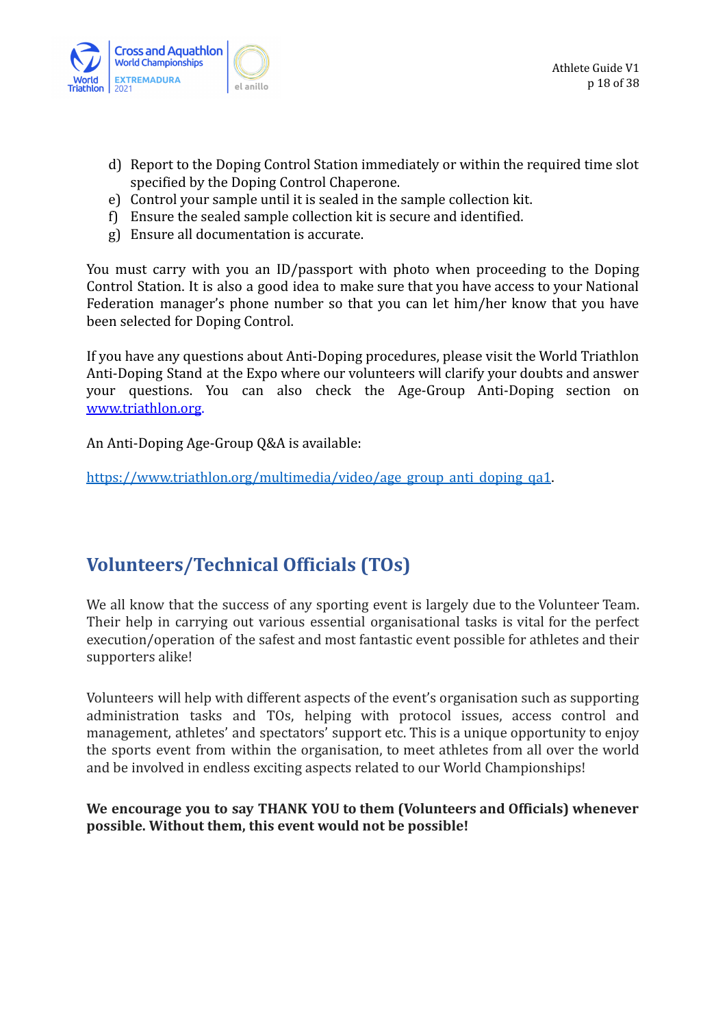d) Report to the Doping Control Station immediately or within the required time slot specified by the Doping Control Chaperone.
e) Control your sample until it is sealed in the sample collection kit.
f) Ensure the sealed sample collection kit is secure and identified.
g) Ensure all documentation is accurate.

You must carry with you an ID/passport with photo when proceeding to the Doping Control Station. It is also a good idea to make sure that you have access to your National Federation manager's phone number so that you can let him/her know that you have been selected for Doping Control.

If you have any questions about Anti-Doping procedures, please visit the World Triathlon Anti-Doping Stand at the Expo where our volunteers will clarify your doubts and answer your questions. You can also check the Age-Group Anti-Doping section on [www.triathlon.org](http://www.triathlon.org).

An Anti-Doping Age-Group Q&A is available:

[https://www.triathlon.org/multimedia/video/age_group_anti_doping_qa1](https://www.triathlon.org/multimedia/video/age_group_anti_doping_qa1).

## Volunteers/Technical Officials (TOs)

We all know that the success of any sporting event is largely due to the Volunteer Team. Their help in carrying out various essential organisational tasks is vital for the perfect execution/operation of the safest and most fantastic event possible for athletes and their supporters alike!

Volunteers will help with different aspects of the event's organisation such as supporting administration tasks and TOs, helping with protocol issues, access control and management, athletes' and spectators' support etc. This is a unique opportunity to enjoy the sports event from within the organisation, to meet athletes from all over the world and be involved in endless exciting aspects related to our World Championships!

**We encourage you to say THANK YOU to them (Volunteers and Officials) whenever possible. Without them, this event would not be possible!**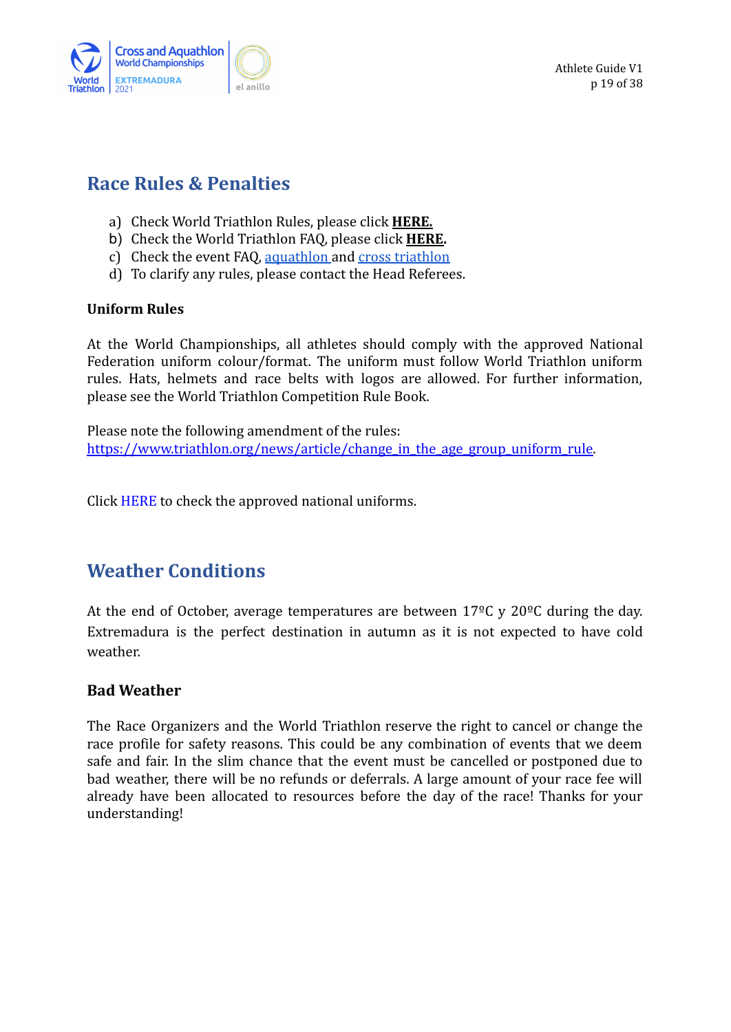## Race Rules & Penalties

a) Check World Triathlon Rules, please click **HERE.**
b) Check the World Triathlon FAQ, please click **HERE.**
c) Check the event FAQ, aquathlon and cross triathlon
d) To clarify any rules, please contact the Head Referees.

### Uniform Rules

At the World Championships, all athletes should comply with the approved National Federation uniform colour/format. The uniform must follow World Triathlon uniform rules. Hats, helmets and race belts with logos are allowed. For further information, please see the World Triathlon Competition Rule Book.

Please note the following amendment of the rules:
https://www.triathlon.org/news/article/change_in_the_age_group_uniform_rule.

Click HERE to check the approved national uniforms.

## Weather Conditions

At the end of October, average temperatures are between 17ºC y 20ºC during the day. Extremadura is the perfect destination in autumn as it is not expected to have cold weather.

### Bad Weather

The Race Organizers and the World Triathlon reserve the right to cancel or change the race profile for safety reasons. This could be any combination of events that we deem safe and fair. In the slim chance that the event must be cancelled or postponed due to bad weather, there will be no refunds or deferrals. A large amount of your race fee will already have been allocated to resources before the day of the race! Thanks for your understanding!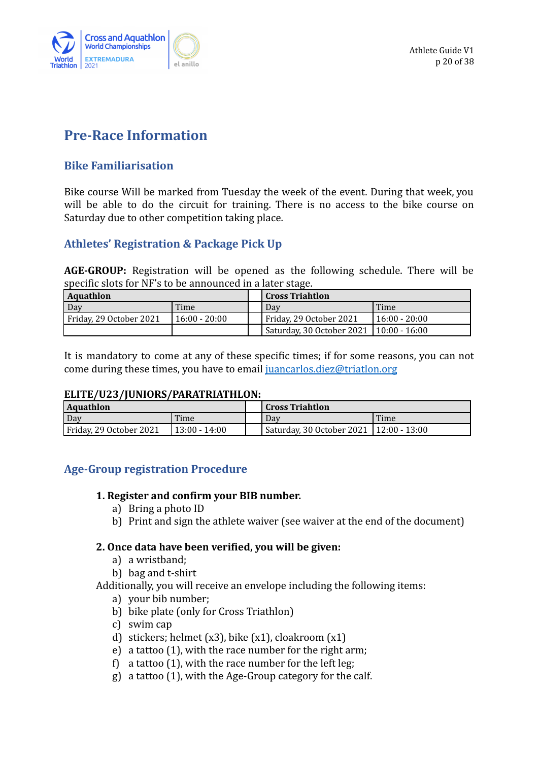# Pre-Race Information

## Bike Familiarisation

Bike course Will be marked from Tuesday the week of the event. During that week, you will be able to do the circuit for training. There is no access to the bike course on Saturday due to other competition taking place.

## Athletes' Registration & Package Pick Up

**AGE-GROUP:** Registration will be opened as the following schedule. There will be specific slots for NF's to be announced in a later stage.

| **Aquathlon** | | | **Cross Triahtlon** | |
|---|---|---|---|---|
| Day | Time | | Day | Time |
| Friday, 29 October 2021 | 16:00 - 20:00 | | Friday, 29 October 2021 | 16:00 - 20:00 |
| | | | Saturday, 30 October 2021 | 10:00 - 16:00 |

It is mandatory to come at any of these specific times; if for some reasons, you can not come during these times, you have to email [juancarlos.diez@triatlon.org](mailto:juancarlos.diez@triatlon.org)

**ELITE/U23/JUNIORS/PARATRIATHLON:**

| **Aquathlon** | | | **Cross Triahtlon** | |
|---|---|---|---|---|
| Day | Time | | Day | Time |
| Friday, 29 October 2021 | 13:00 - 14:00 | | Saturday, 30 October 2021 | 12:00 - 13:00 |

## Age-Group registration Procedure

**1. Register and confirm your BIB number.**

a) Bring a photo ID
b) Print and sign the athlete waiver (see waiver at the end of the document)

**2. Once data have been verified, you will be given:**

a) a wristband;
b) bag and t-shirt

Additionally, you will receive an envelope including the following items:

a) your bib number;
b) bike plate (only for Cross Triathlon)
c) swim cap
d) stickers; helmet (x3), bike (x1), cloakroom (x1)
e) a tattoo (1), with the race number for the right arm;
f) a tattoo (1), with the race number for the left leg;
g) a tattoo (1), with the Age-Group category for the calf.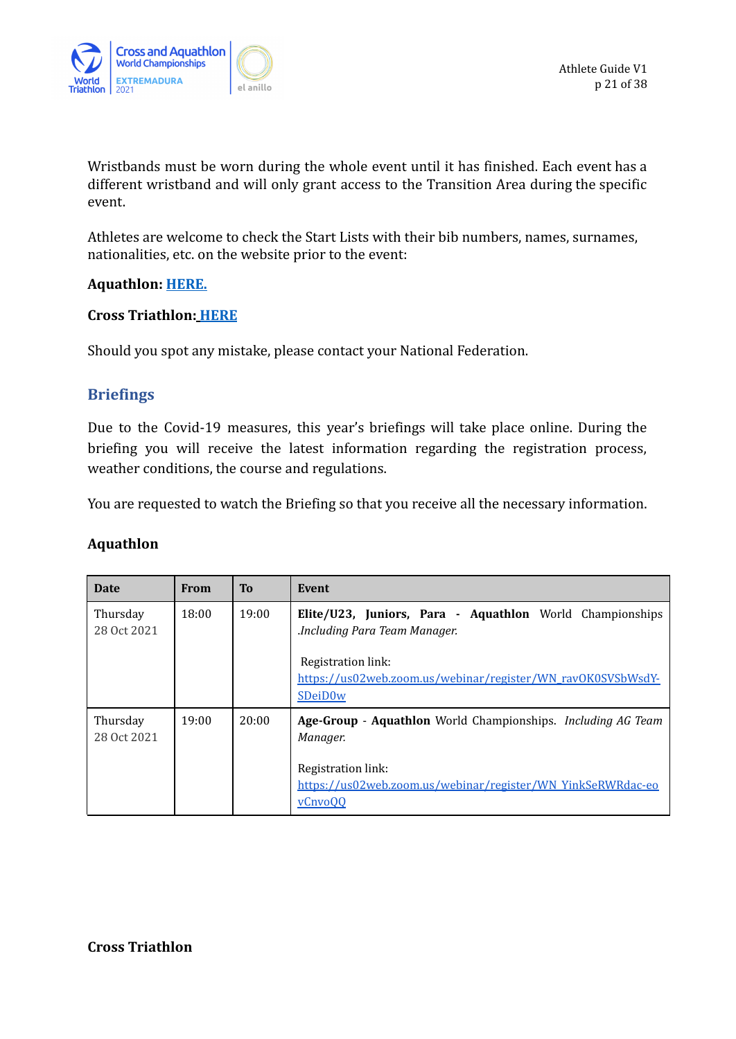Wristbands must be worn during the whole event until it has finished. Each event has a different wristband and will only grant access to the Transition Area during the specific event.

Athletes are welcome to check the Start Lists with their bib numbers, names, surnames, nationalities, etc. on the website prior to the event:

**Aquathlon:** **HERE.**

**Cross Triathlon:** **HERE**

Should you spot any mistake, please contact your National Federation.

## Briefings

Due to the Covid-19 measures, this year's briefings will take place online. During the briefing you will receive the latest information regarding the registration process, weather conditions, the course and regulations.

You are requested to watch the Briefing so that you receive all the necessary information.

### Aquathlon

| Date | From | To | Event |
|---|---|---|---|
| Thursday 28 Oct 2021 | 18:00 | 19:00 | **Elite/U23, Juniors, Para - Aquathlon** World Championships *.Including Para Team Manager.*<br><br>Registration link: https://us02web.zoom.us/webinar/register/WN_ravOK0SVSbWsdY-SDeiD0w |
| Thursday 28 Oct 2021 | 19:00 | 20:00 | **Age-Group - Aquathlon** World Championships. *Including AG Team Manager.*<br><br>Registration link: https://us02web.zoom.us/webinar/register/WN_YinkSeRWRdac-eovCnvoQQ |

### Cross Triathlon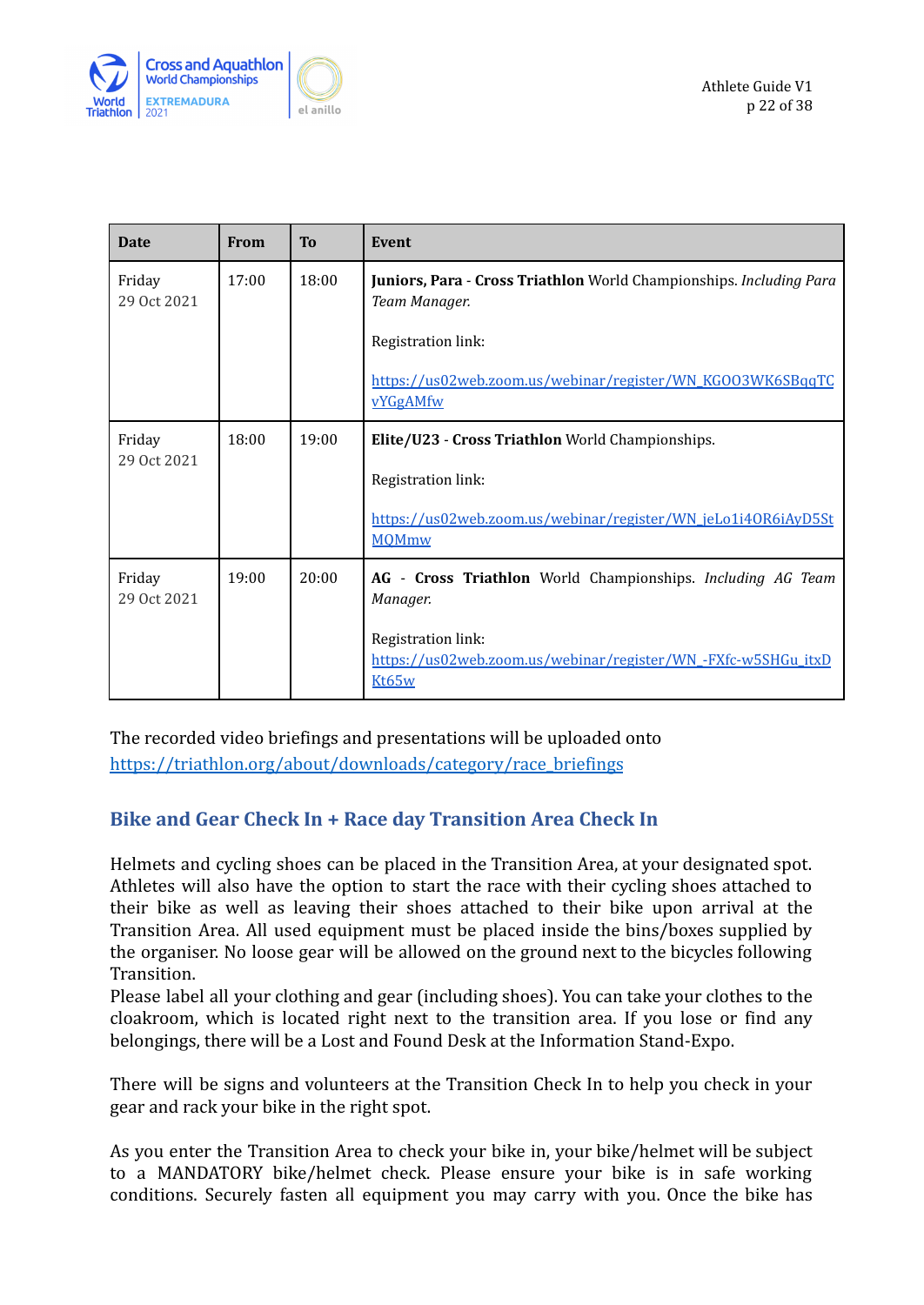| Date | From | To | Event |
|---|---|---|---|
| Friday 29 Oct 2021 | 17:00 | 18:00 | **Juniors, Para** - **Cross Triathlon** World Championships. *Including Para Team Manager.* Registration link: https://us02web.zoom.us/webinar/register/WN_KGOO3WK6SBqqTCvYGgAMfw |
| Friday 29 Oct 2021 | 18:00 | 19:00 | **Elite/U23** - **Cross Triathlon** World Championships. Registration link: https://us02web.zoom.us/webinar/register/WN_jeLo1i4OR6iAyD5StMQMmw |
| Friday 29 Oct 2021 | 19:00 | 20:00 | **AG** - **Cross Triathlon** World Championships. *Including AG Team Manager.* Registration link: https://us02web.zoom.us/webinar/register/WN_-FXfc-w5SHGu_itxDKt65w |

The recorded video briefings and presentations will be uploaded onto https://triathlon.org/about/downloads/category/race_briefings

## Bike and Gear Check In + Race day Transition Area Check In

Helmets and cycling shoes can be placed in the Transition Area, at your designated spot. Athletes will also have the option to start the race with their cycling shoes attached to their bike as well as leaving their shoes attached to their bike upon arrival at the Transition Area. All used equipment must be placed inside the bins/boxes supplied by the organiser. No loose gear will be allowed on the ground next to the bicycles following Transition.
Please label all your clothing and gear (including shoes). You can take your clothes to the cloakroom, which is located right next to the transition area. If you lose or find any belongings, there will be a Lost and Found Desk at the Information Stand-Expo.

There will be signs and volunteers at the Transition Check In to help you check in your gear and rack your bike in the right spot.

As you enter the Transition Area to check your bike in, your bike/helmet will be subject to a MANDATORY bike/helmet check. Please ensure your bike is in safe working conditions. Securely fasten all equipment you may carry with you. Once the bike has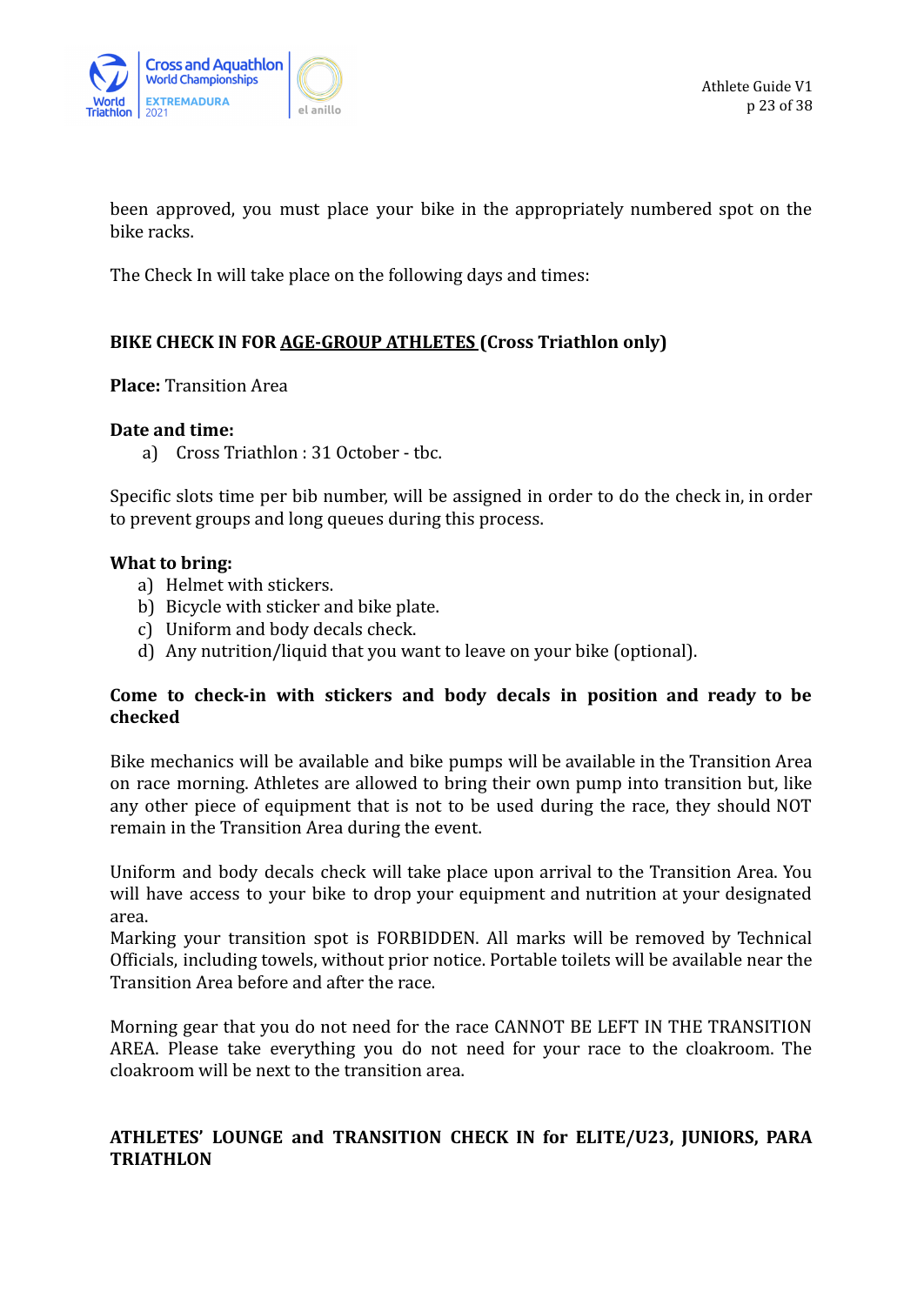been approved, you must place your bike in the appropriately numbered spot on the bike racks.

The Check In will take place on the following days and times:

**BIKE CHECK IN FOR AGE-GROUP ATHLETES (Cross Triathlon only)**

**Place:** Transition Area

**Date and time:**

a) Cross Triathlon : 31 October - tbc.

Specific slots time per bib number, will be assigned in order to do the check in, in order to prevent groups and long queues during this process.

**What to bring:**

a) Helmet with stickers.
b) Bicycle with sticker and bike plate.
c) Uniform and body decals check.
d) Any nutrition/liquid that you want to leave on your bike (optional).

**Come to check-in with stickers and body decals in position and ready to be checked**

Bike mechanics will be available and bike pumps will be available in the Transition Area on race morning. Athletes are allowed to bring their own pump into transition but, like any other piece of equipment that is not to be used during the race, they should NOT remain in the Transition Area during the event.

Uniform and body decals check will take place upon arrival to the Transition Area. You will have access to your bike to drop your equipment and nutrition at your designated area.
Marking your transition spot is FORBIDDEN. All marks will be removed by Technical Officials, including towels, without prior notice. Portable toilets will be available near the Transition Area before and after the race.

Morning gear that you do not need for the race CANNOT BE LEFT IN THE TRANSITION AREA. Please take everything you do not need for your race to the cloakroom. The cloakroom will be next to the transition area.

**ATHLETES' LOUNGE and TRANSITION CHECK IN for ELITE/U23, JUNIORS, PARA TRIATHLON**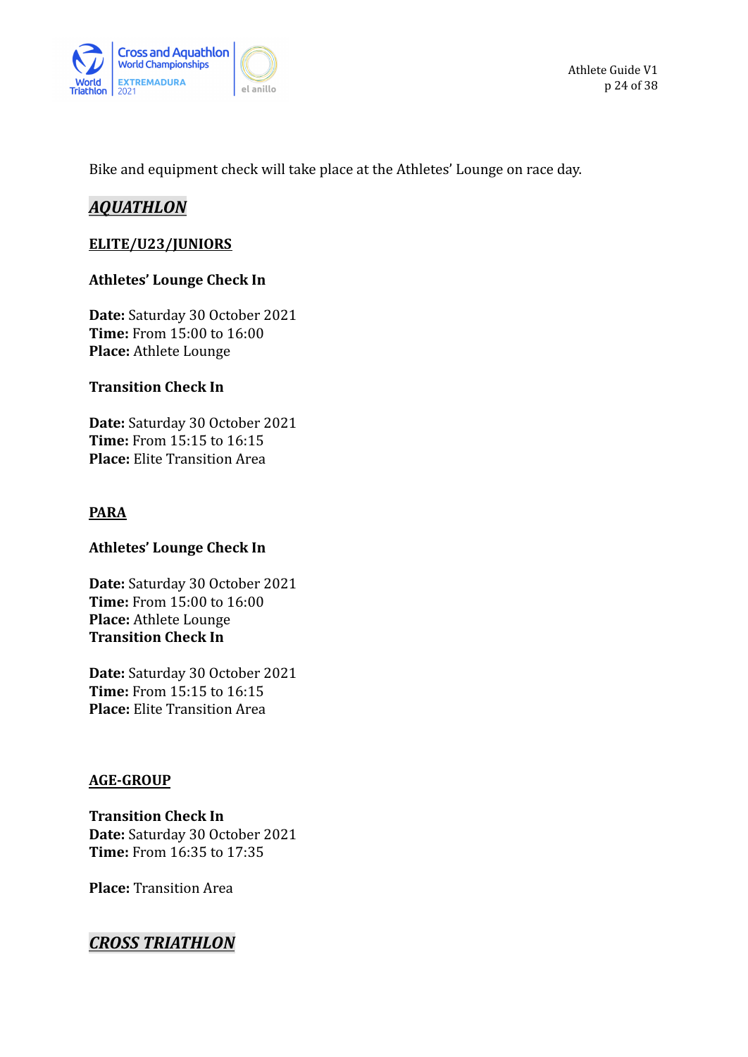Bike and equipment check will take place at the Athletes' Lounge on race day.

## ***AQUATHLON***

### **ELITE/U23/JUNIORS**

**Athletes' Lounge Check In**

**Date:** Saturday 30 October 2021
**Time:** From 15:00 to 16:00
**Place:** Athlete Lounge

**Transition Check In**

**Date:** Saturday 30 October 2021
**Time:** From 15:15 to 16:15
**Place:** Elite Transition Area

### **PARA**

**Athletes' Lounge Check In**

**Date:** Saturday 30 October 2021
**Time:** From 15:00 to 16:00
**Place:** Athlete Lounge
**Transition Check In**

**Date:** Saturday 30 October 2021
**Time:** From 15:15 to 16:15
**Place:** Elite Transition Area

### **AGE-GROUP**

**Transition Check In**
**Date:** Saturday 30 October 2021
**Time:** From 16:35 to 17:35

**Place:** Transition Area

## ***CROSS TRIATHLON***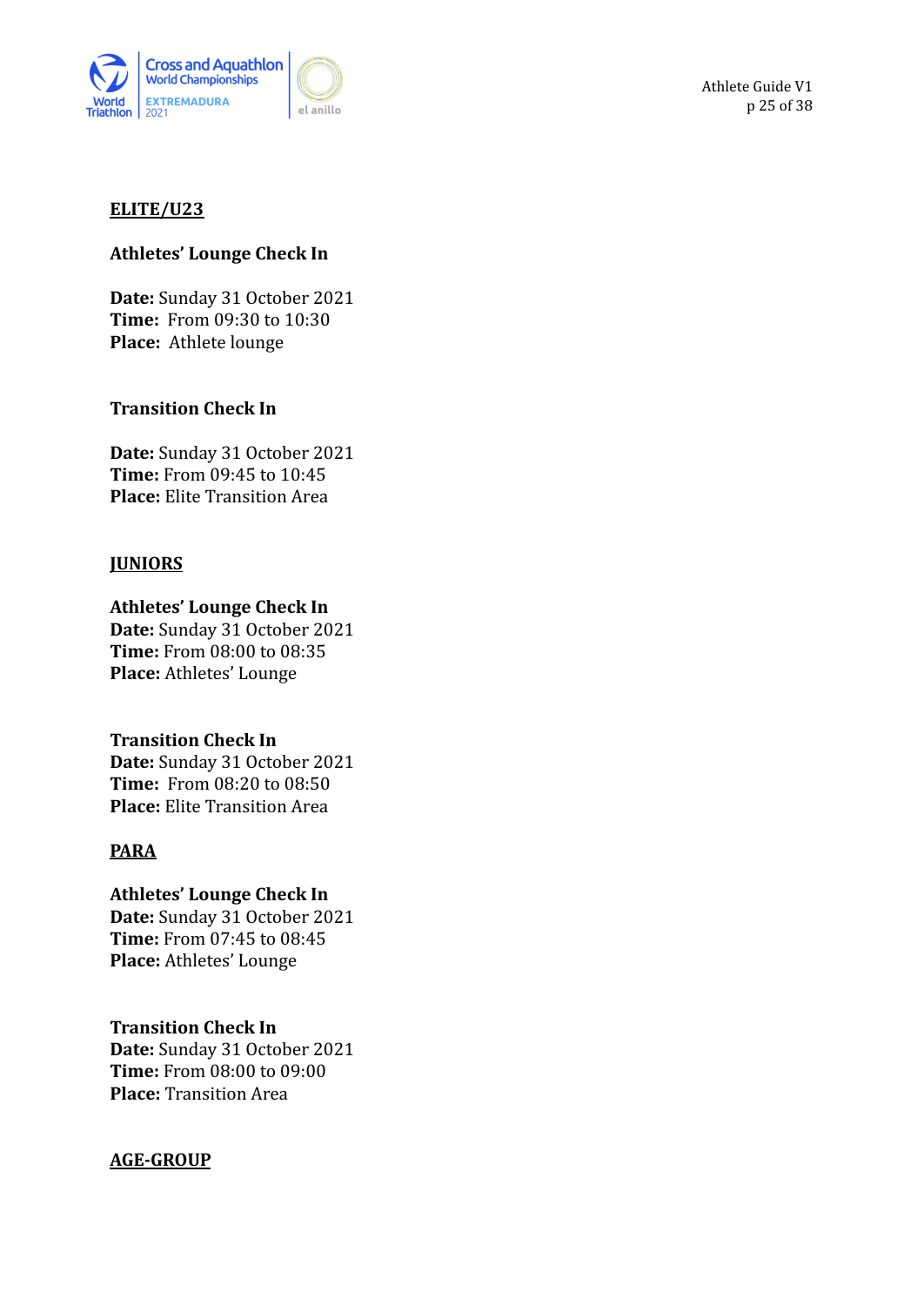**ELITE/U23**

**Athletes' Lounge Check In**

**Date:** Sunday 31 October 2021
**Time:** From 09:30 to 10:30
**Place:** Athlete lounge

**Transition Check In**

**Date:** Sunday 31 October 2021
**Time:** From 09:45 to 10:45
**Place:** Elite Transition Area

**JUNIORS**

**Athletes' Lounge Check In**
**Date:** Sunday 31 October 2021
**Time:** From 08:00 to 08:35
**Place:** Athletes' Lounge

**Transition Check In**
**Date:** Sunday 31 October 2021
**Time:** From 08:20 to 08:50
**Place:** Elite Transition Area

**PARA**

**Athletes' Lounge Check In**
**Date:** Sunday 31 October 2021
**Time:** From 07:45 to 08:45
**Place:** Athletes' Lounge

**Transition Check In**
**Date:** Sunday 31 October 2021
**Time:** From 08:00 to 09:00
**Place:** Transition Area

**AGE-GROUP**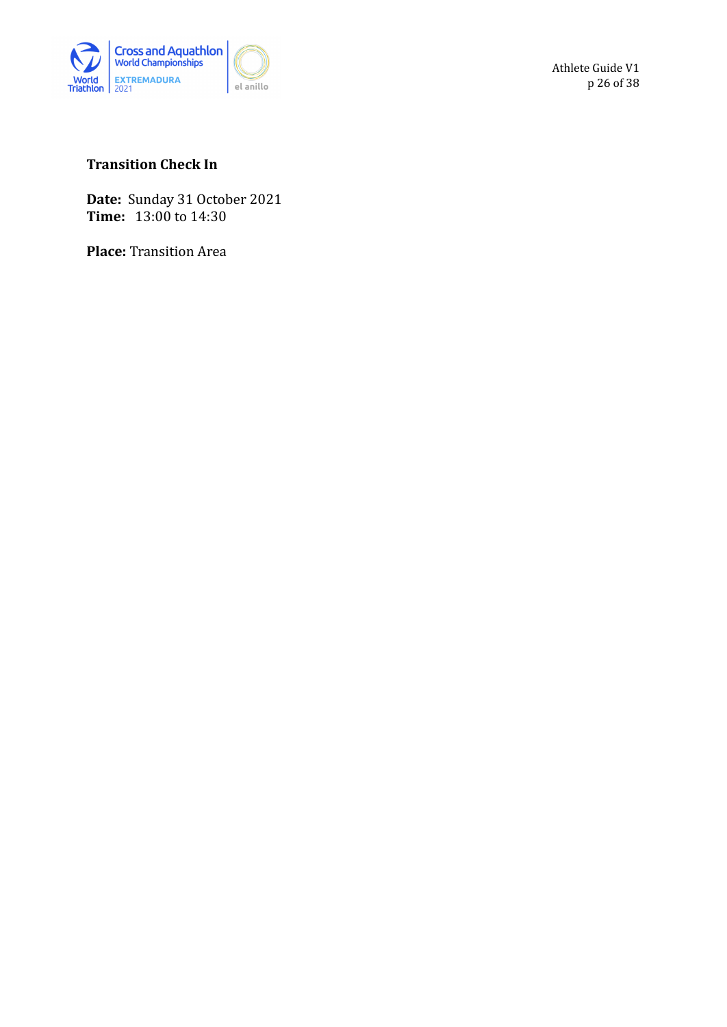**Transition Check In**

**Date:** Sunday 31 October 2021
**Time:** 13:00 to 14:30

**Place:** Transition Area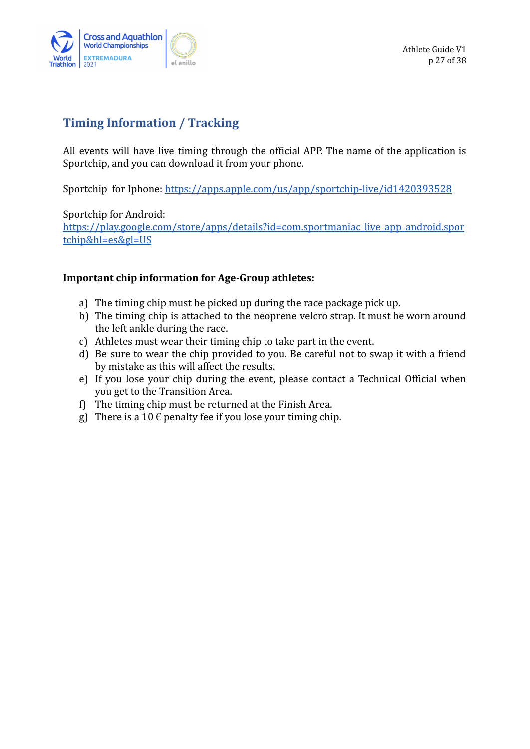## Timing Information / Tracking

All events will have live timing through the official APP. The name of the application is Sportchip, and you can download it from your phone.

Sportchip for Iphone: https://apps.apple.com/us/app/sportchip-live/id1420393528

Sportchip for Android:
https://play.google.com/store/apps/details?id=com.sportmaniac_live_app_android.sportchip&hl=es&gl=US

**Important chip information for Age-Group athletes:**

a) The timing chip must be picked up during the race package pick up.
b) The timing chip is attached to the neoprene velcro strap. It must be worn around the left ankle during the race.
c) Athletes must wear their timing chip to take part in the event.
d) Be sure to wear the chip provided to you. Be careful not to swap it with a friend by mistake as this will affect the results.
e) If you lose your chip during the event, please contact a Technical Official when you get to the Transition Area.
f) The timing chip must be returned at the Finish Area.
g) There is a 10 € penalty fee if you lose your timing chip.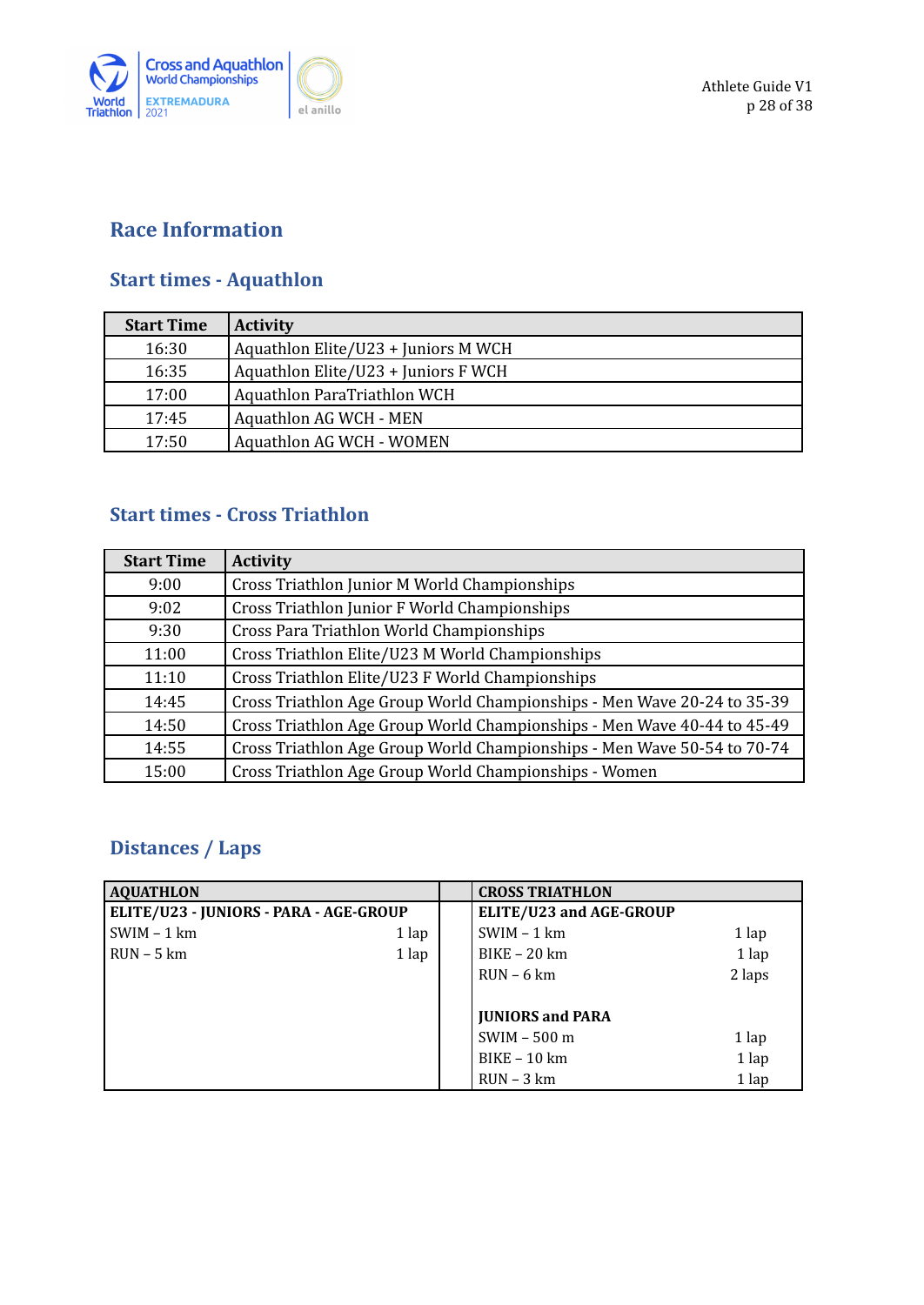## Race Information

### Start times - Aquathlon

| Start Time | Activity |
|---|---|
| 16:30 | Aquathlon Elite/U23 + Juniors M WCH |
| 16:35 | Aquathlon Elite/U23 + Juniors F WCH |
| 17:00 | Aquathlon ParaTriathlon WCH |
| 17:45 | Aquathlon AG WCH - MEN |
| 17:50 | Aquathlon AG WCH - WOMEN |

### Start times - Cross Triathlon

| Start Time | Activity |
|---|---|
| 9:00 | Cross Triathlon Junior M World Championships |
| 9:02 | Cross Triathlon Junior F World Championships |
| 9:30 | Cross Para Triathlon World Championships |
| 11:00 | Cross Triathlon Elite/U23 M World Championships |
| 11:10 | Cross Triathlon Elite/U23 F World Championships |
| 14:45 | Cross Triathlon Age Group World Championships - Men Wave 20-24 to 35-39 |
| 14:50 | Cross Triathlon Age Group World Championships - Men Wave 40-44 to 45-49 |
| 14:55 | Cross Triathlon Age Group World Championships - Men Wave 50-54 to 70-74 |
| 15:00 | Cross Triathlon Age Group World Championships - Women |

### Distances / Laps

| AQUATHLON | | | CROSS TRIATHLON | |
|---|---|---|---|---|
| **ELITE/U23 - JUNIORS - PARA - AGE-GROUP** | | | **ELITE/U23 and AGE-GROUP** | |
| SWIM – 1 km | 1 lap | | SWIM – 1 km | 1 lap |
| RUN – 5 km | 1 lap | | BIKE – 20 km | 1 lap |
| | | | RUN – 6 km | 2 laps |
| | | | **JUNIORS and PARA** | |
| | | | SWIM – 500 m | 1 lap |
| | | | BIKE – 10 km | 1 lap |
| | | | RUN – 3 km | 1 lap |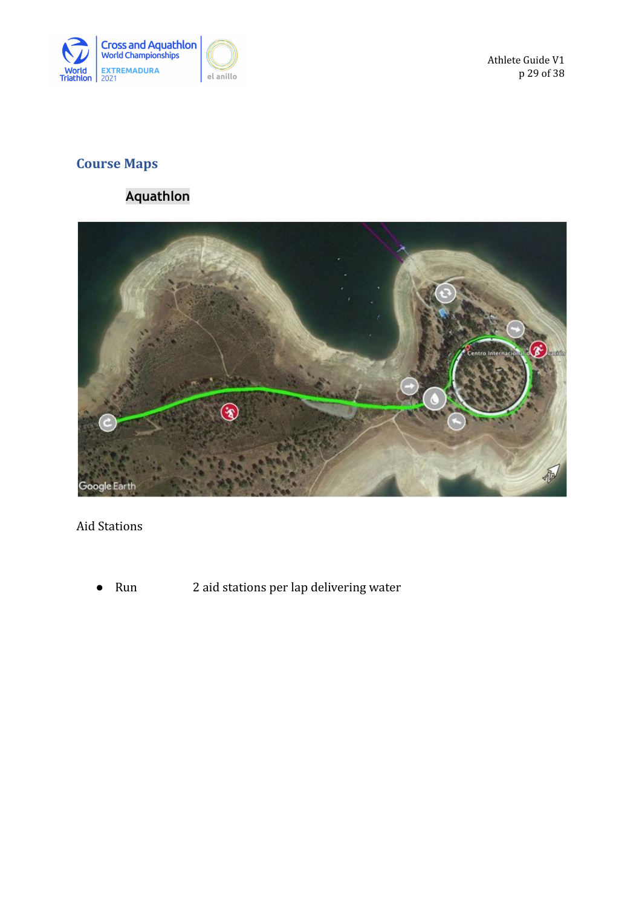## Course Maps

### Aquathlon

Aid Stations

- Run 2 aid stations per lap delivering water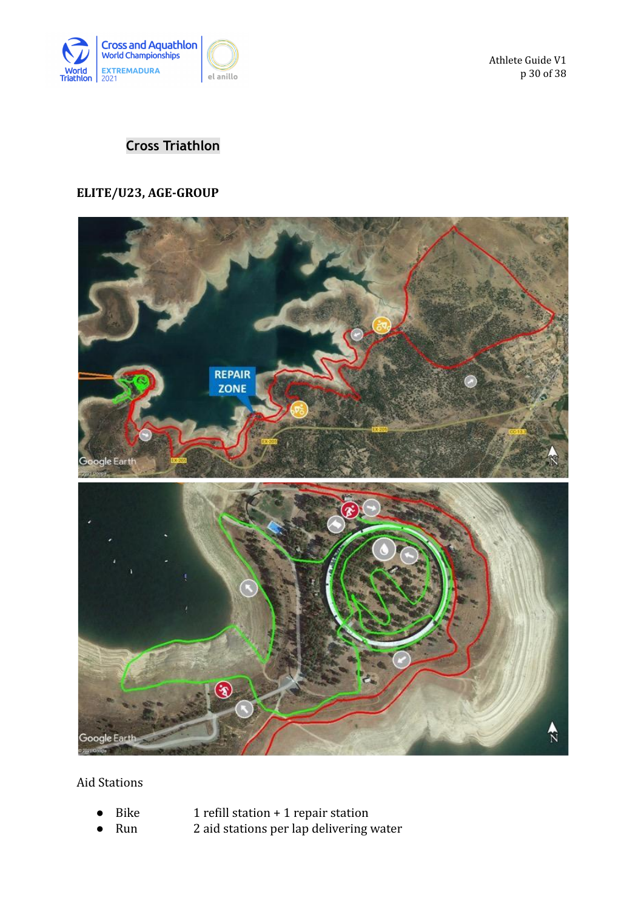## Cross Triathlon

### ELITE/U23, AGE-GROUP

Aid Stations

- Bike 1 refill station + 1 repair station
- Run 2 aid stations per lap delivering water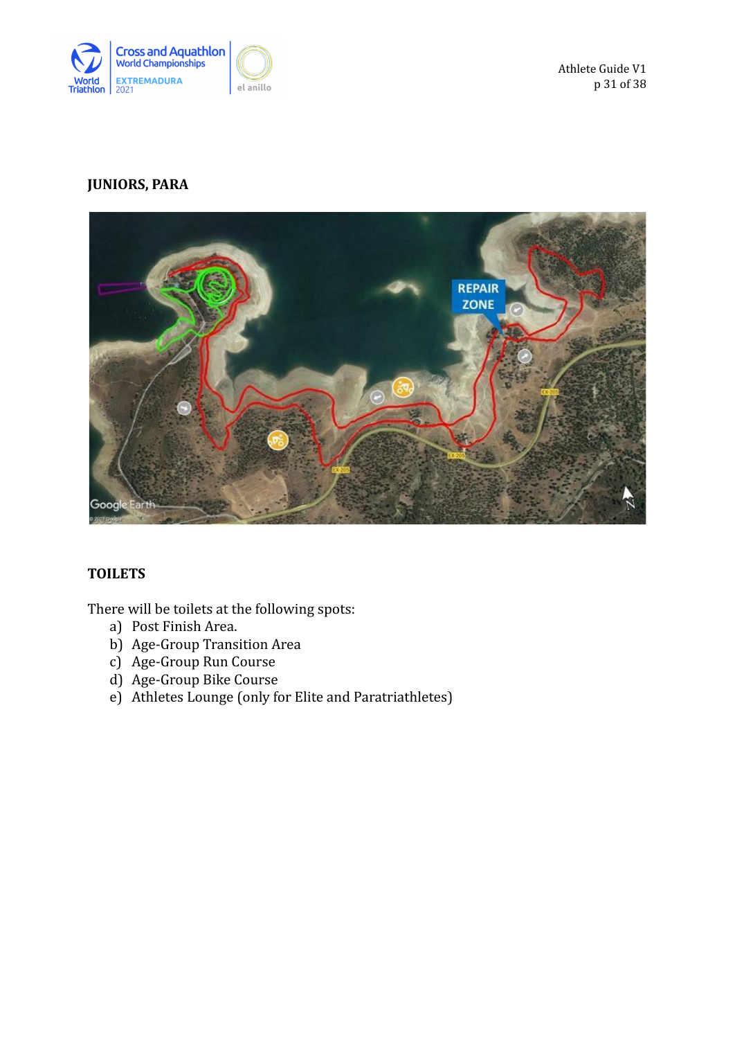**JUNIORS, PARA**

**TOILETS**

There will be toilets at the following spots:

a) Post Finish Area.
b) Age-Group Transition Area
c) Age-Group Run Course
d) Age-Group Bike Course
e) Athletes Lounge (only for Elite and Paratriathletes)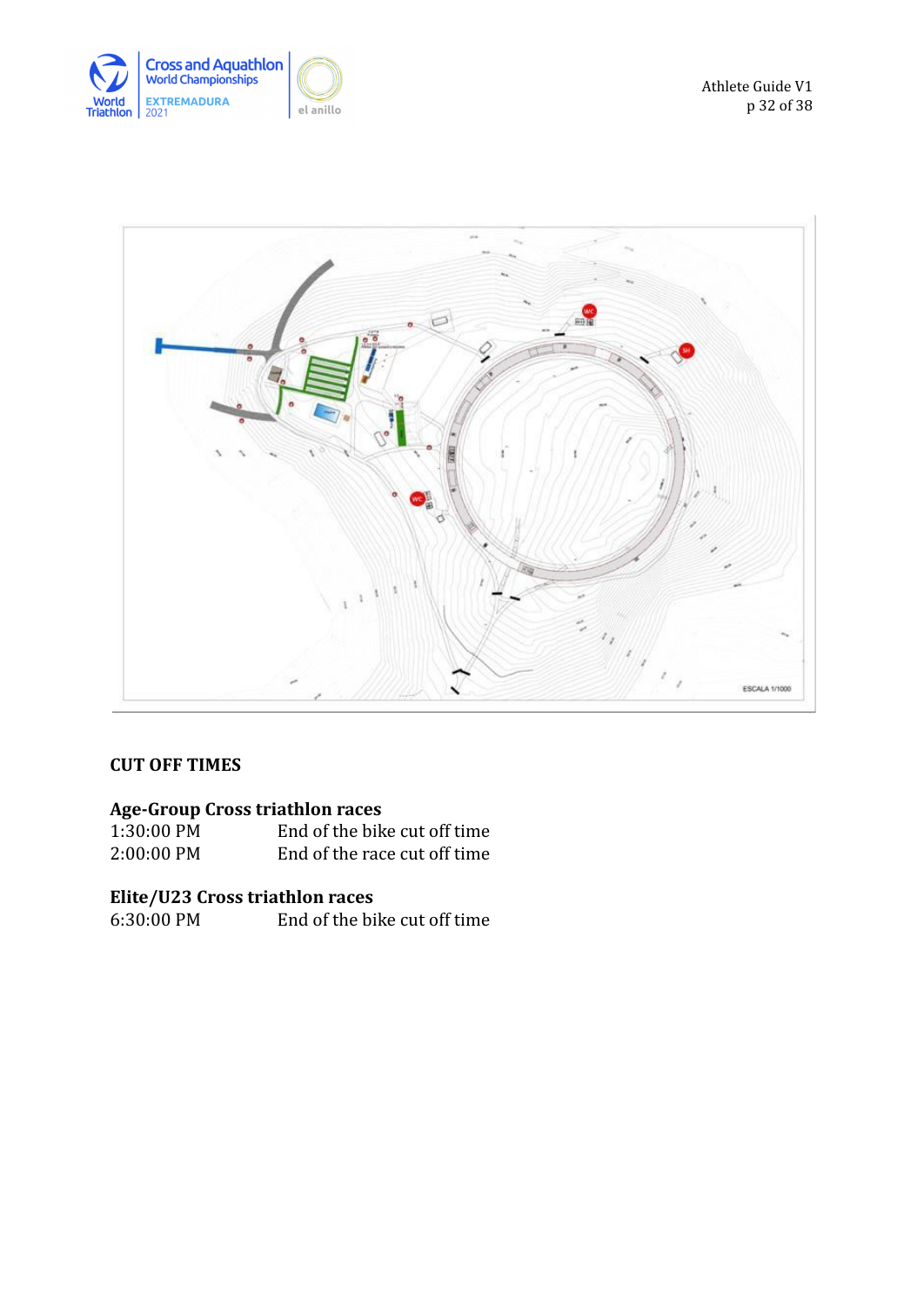## CUT OFF TIMES

### Age-Group Cross triathlon races

| | |
|---|---|
| 1:30:00 PM | End of the bike cut off time |
| 2:00:00 PM | End of the race cut off time |

### Elite/U23 Cross triathlon races

| | |
|---|---|
| 6:30:00 PM | End of the bike cut off time |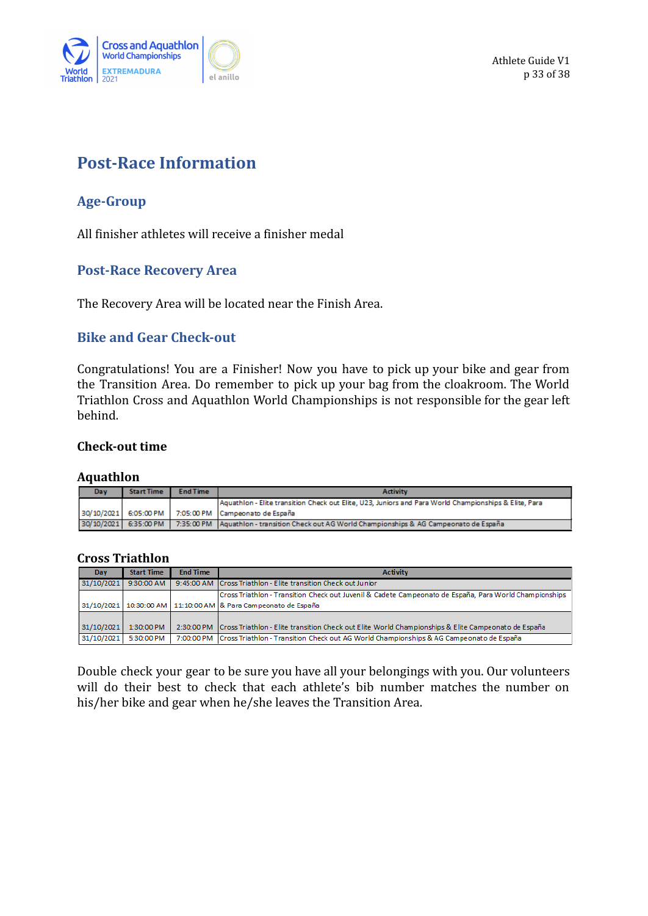# Post-Race Information

## Age-Group

All finisher athletes will receive a finisher medal

## Post-Race Recovery Area

The Recovery Area will be located near the Finish Area.

## Bike and Gear Check-out

Congratulations! You are a Finisher! Now you have to pick up your bike and gear from the Transition Area. Do remember to pick up your bag from the cloakroom. The World Triathlon Cross and Aquathlon World Championships is not responsible for the gear left behind.

**Check-out time**

**Aquathlon**

| Day | Start Time | End Time | Activity |
|---|---|---|---|
| 30/10/2021 | 6:05:00 PM | 7:05:00 PM | Aquathlon - Elite transition Check out Elite, U23, Juniors and Para World Championships & Elite, Para Campeonato de España |
| 30/10/2021 | 6:35:00 PM | 7:35:00 PM | Aquathlon - transition Check out AG World Championships & AG Campeonato de España |

**Cross Triathlon**

| Day | Start Time | End Time | Activity |
|---|---|---|---|
| 31/10/2021 | 9:30:00 AM | 9:45:00 AM | Cross Triathlon - Elite transition Check out Junior |
| 31/10/2021 | 10:30:00 AM | 11:10:00 AM | Cross Triathlon - Transition Check out Juvenil & Cadete Campeonato de España, Para World Championships & Para Campeonato de España |
| 31/10/2021 | 1:30:00 PM | 2:30:00 PM | Cross Triathlon - Elite transition Check out Elite World Championships & Elite Campeonato de España |
| 31/10/2021 | 5:30:00 PM | 7:00:00 PM | Cross Triathlon - Transition Check out AG World Championships & AG Campeonato de España |

Double check your gear to be sure you have all your belongings with you. Our volunteers will do their best to check that each athlete's bib number matches the number on his/her bike and gear when he/she leaves the Transition Area.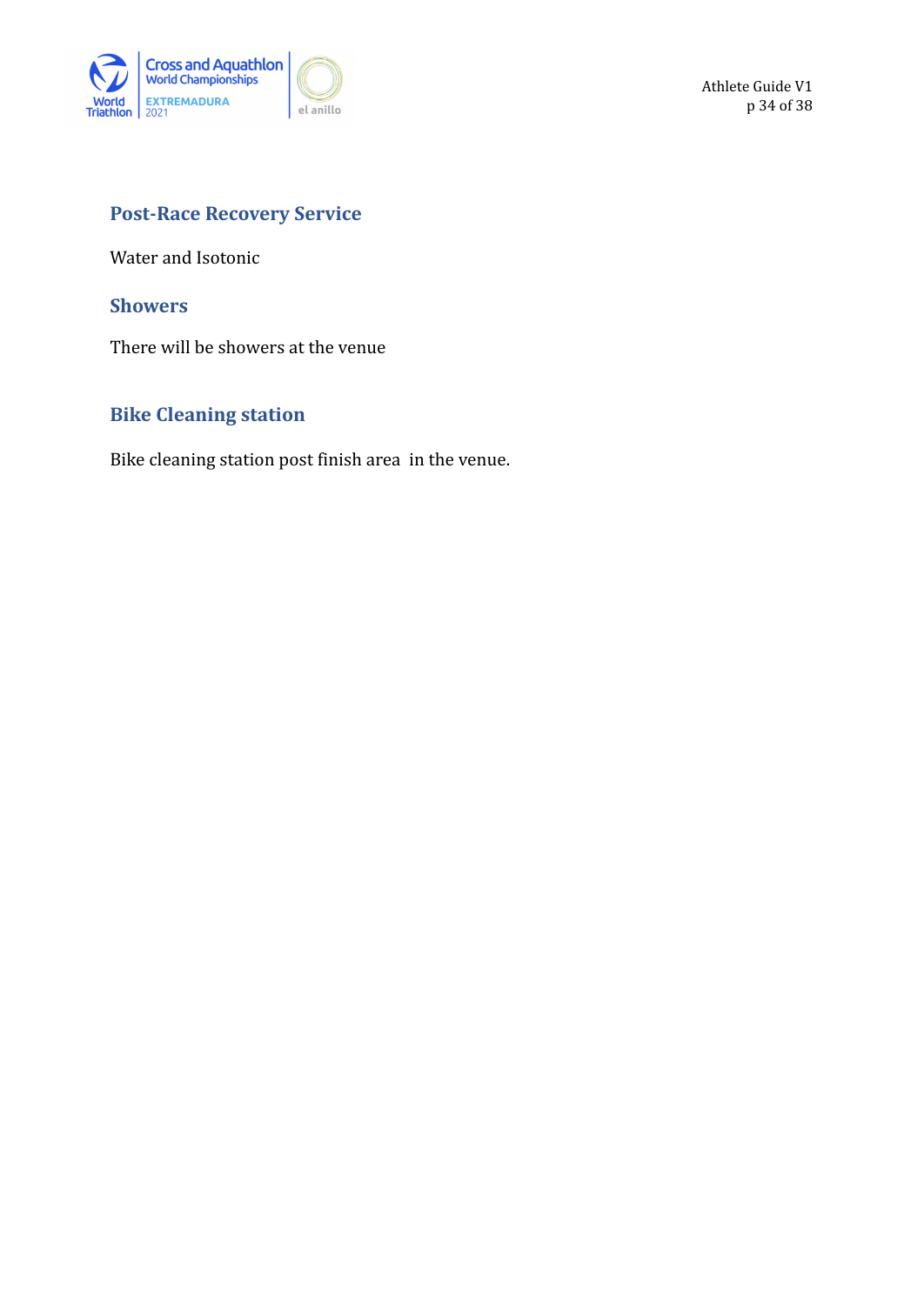## Post-Race Recovery Service

Water and Isotonic

## Showers

There will be showers at the venue

## Bike Cleaning station

Bike cleaning station post finish area in the venue.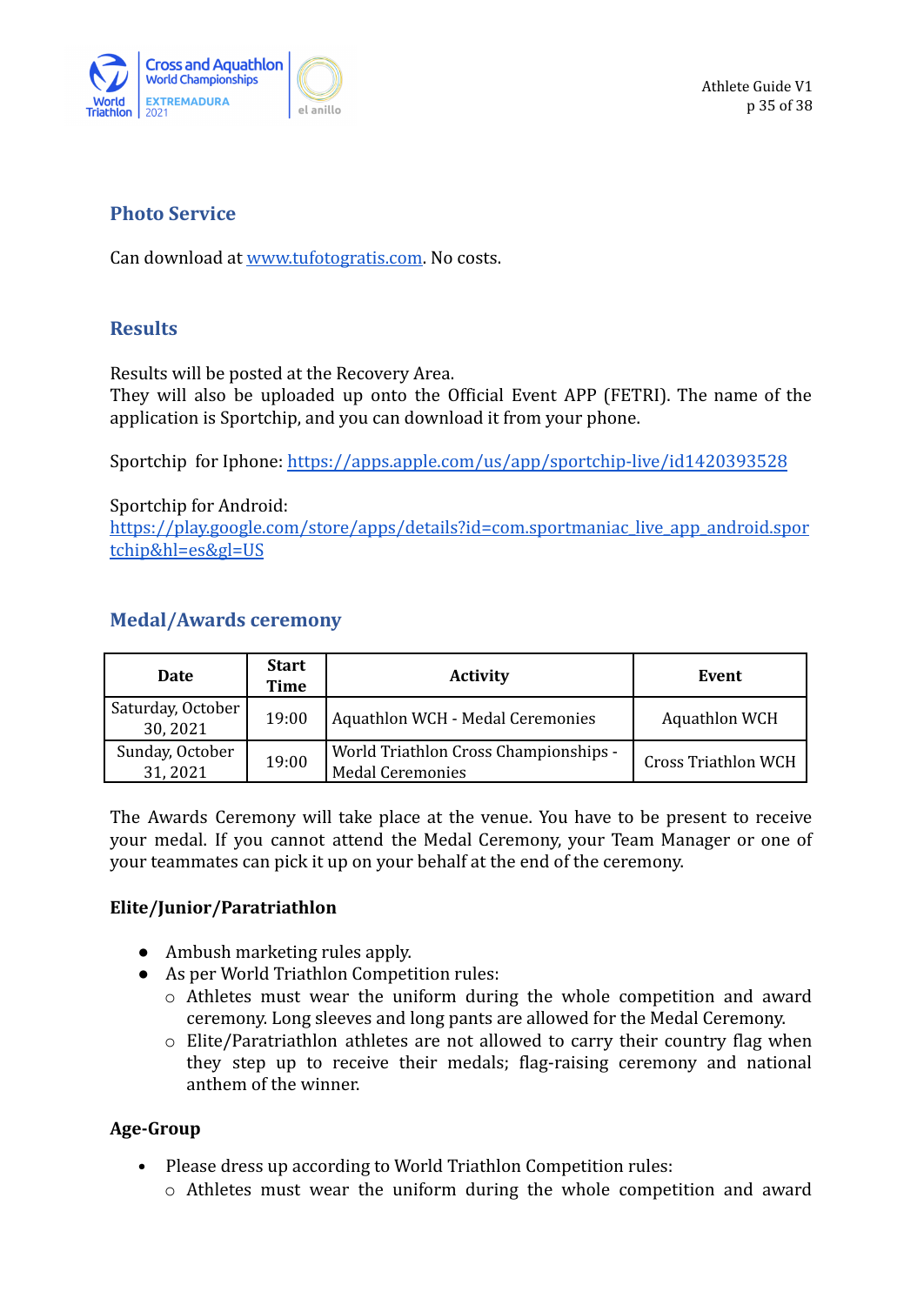## Photo Service

Can download at [www.tufotogratis.com](http://www.tufotogratis.com). No costs.

## Results

Results will be posted at the Recovery Area.
They will also be uploaded up onto the Official Event APP (FETRI). The name of the application is Sportchip, and you can download it from your phone.

Sportchip for Iphone: [https://apps.apple.com/us/app/sportchip-live/id1420393528](https://apps.apple.com/us/app/sportchip-live/id1420393528)

Sportchip for Android:
[https://play.google.com/store/apps/details?id=com.sportmaniac_live_app_android.sportchip&hl=es&gl=US](https://play.google.com/store/apps/details?id=com.sportmaniac_live_app_android.sportchip&hl=es&gl=US)

## Medal/Awards ceremony

| Date | Start Time | Activity | Event |
|---|---|---|---|
| Saturday, October 30, 2021 | 19:00 | Aquathlon WCH - Medal Ceremonies | Aquathlon WCH |
| Sunday, October 31, 2021 | 19:00 | World Triathlon Cross Championships - Medal Ceremonies | Cross Triathlon WCH |

The Awards Ceremony will take place at the venue. You have to be present to receive your medal. If you cannot attend the Medal Ceremony, your Team Manager or one of your teammates can pick it up on your behalf at the end of the ceremony.

**Elite/Junior/Paratriathlon**

- Ambush marketing rules apply.
- As per World Triathlon Competition rules:
  - Athletes must wear the uniform during the whole competition and award ceremony. Long sleeves and long pants are allowed for the Medal Ceremony.
  - Elite/Paratriathlon athletes are not allowed to carry their country flag when they step up to receive their medals; flag-raising ceremony and national anthem of the winner.

**Age-Group**

- Please dress up according to World Triathlon Competition rules:
  - Athletes must wear the uniform during the whole competition and award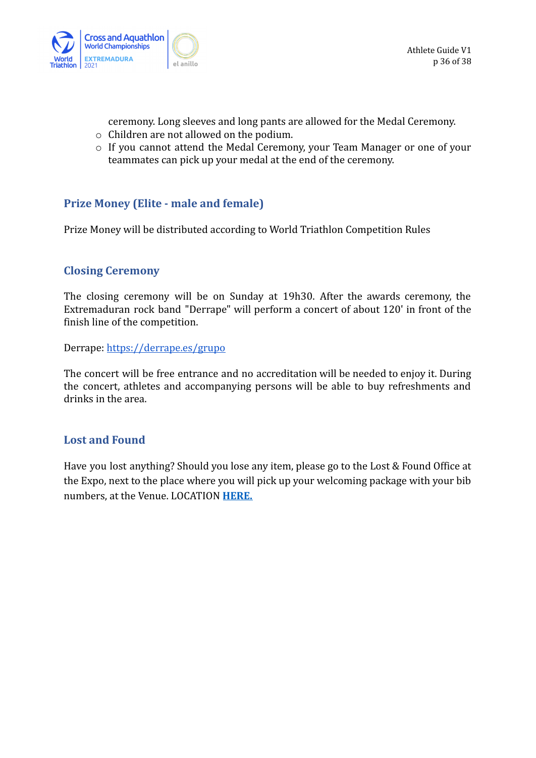ceremony. Long sleeves and long pants are allowed for the Medal Ceremony.

- Children are not allowed on the podium.
- If you cannot attend the Medal Ceremony, your Team Manager or one of your teammates can pick up your medal at the end of the ceremony.

## Prize Money (Elite - male and female)

Prize Money will be distributed according to World Triathlon Competition Rules

## Closing Ceremony

The closing ceremony will be on Sunday at 19h30. After the awards ceremony, the Extremaduran rock band "Derrape" will perform a concert of about 120' in front of the finish line of the competition.

Derrape: [https://derrape.es/grupo](https://derrape.es/grupo)

The concert will be free entrance and no accreditation will be needed to enjoy it. During the concert, athletes and accompanying persons will be able to buy refreshments and drinks in the area.

## Lost and Found

Have you lost anything? Should you lose any item, please go to the Lost & Found Office at the Expo, next to the place where you will pick up your welcoming package with your bib numbers, at the Venue. LOCATION **HERE.**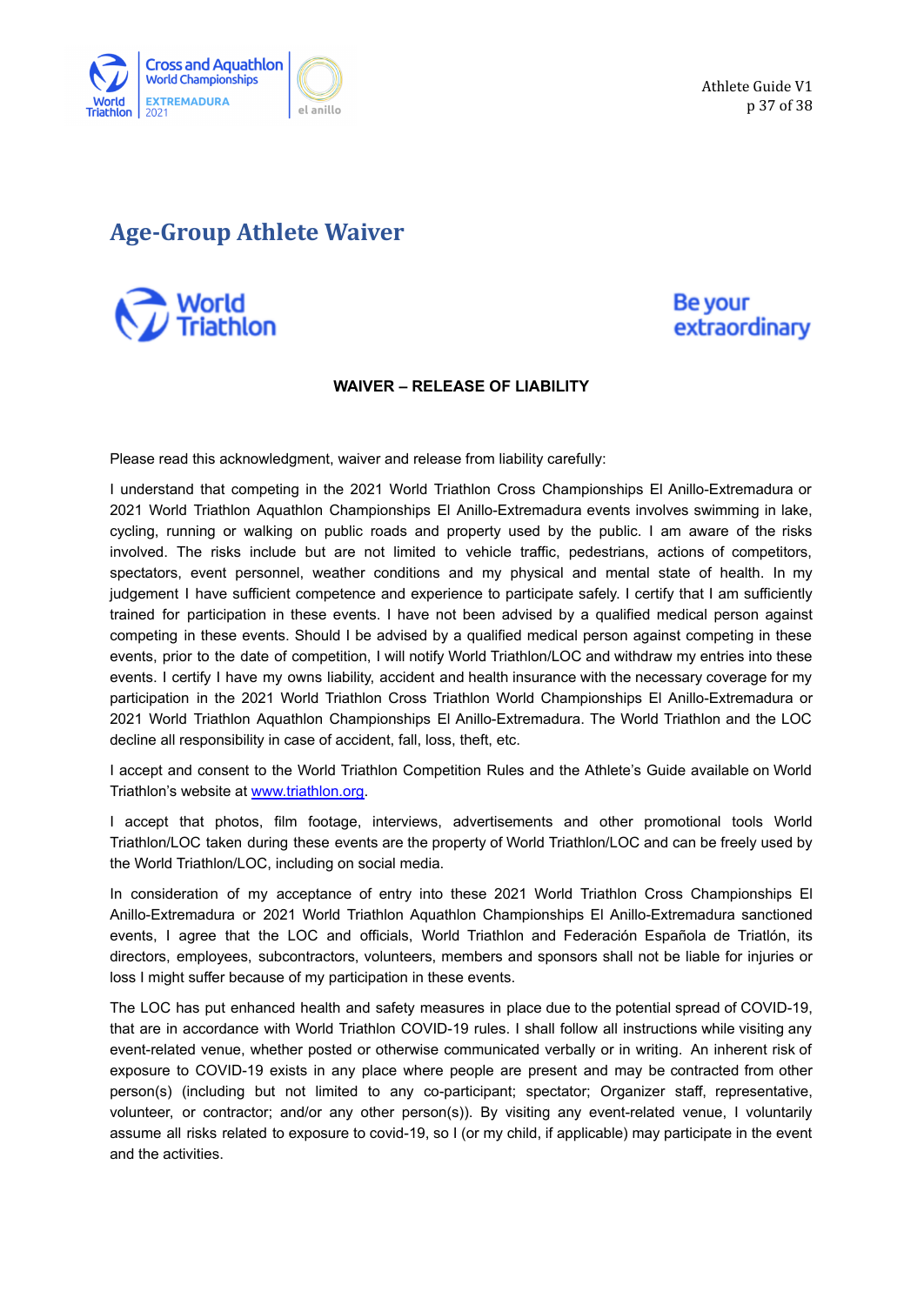## Age-Group Athlete Waiver

World Triathlon

Be your extraordinary

**WAIVER – RELEASE OF LIABILITY**

Please read this acknowledgment, waiver and release from liability carefully:

I understand that competing in the 2021 World Triathlon Cross Championships El Anillo-Extremadura or 2021 World Triathlon Aquathlon Championships El Anillo-Extremadura events involves swimming in lake, cycling, running or walking on public roads and property used by the public. I am aware of the risks involved. The risks include but are not limited to vehicle traffic, pedestrians, actions of competitors, spectators, event personnel, weather conditions and my physical and mental state of health. In my judgement I have sufficient competence and experience to participate safely. I certify that I am sufficiently trained for participation in these events. I have not been advised by a qualified medical person against competing in these events. Should I be advised by a qualified medical person against competing in these events, prior to the date of competition, I will notify World Triathlon/LOC and withdraw my entries into these events. I certify I have my owns liability, accident and health insurance with the necessary coverage for my participation in the 2021 World Triathlon Cross Triathlon World Championships El Anillo-Extremadura or 2021 World Triathlon Aquathlon Championships El Anillo-Extremadura. The World Triathlon and the LOC decline all responsibility in case of accident, fall, loss, theft, etc.

I accept and consent to the World Triathlon Competition Rules and the Athlete's Guide available on World Triathlon's website at [www.triathlon.org](http://www.triathlon.org).

I accept that photos, film footage, interviews, advertisements and other promotional tools World Triathlon/LOC taken during these events are the property of World Triathlon/LOC and can be freely used by the World Triathlon/LOC, including on social media.

In consideration of my acceptance of entry into these 2021 World Triathlon Cross Championships El Anillo-Extremadura or 2021 World Triathlon Aquathlon Championships El Anillo-Extremadura sanctioned events, I agree that the LOC and officials, World Triathlon and Federación Española de Triatlón, its directors, employees, subcontractors, volunteers, members and sponsors shall not be liable for injuries or loss I might suffer because of my participation in these events.

The LOC has put enhanced health and safety measures in place due to the potential spread of COVID-19, that are in accordance with World Triathlon COVID-19 rules. I shall follow all instructions while visiting any event-related venue, whether posted or otherwise communicated verbally or in writing. An inherent risk of exposure to COVID-19 exists in any place where people are present and may be contracted from other person(s) (including but not limited to any co-participant; spectator; Organizer staff, representative, volunteer, or contractor; and/or any other person(s)). By visiting any event-related venue, I voluntarily assume all risks related to exposure to covid-19, so I (or my child, if applicable) may participate in the event and the activities.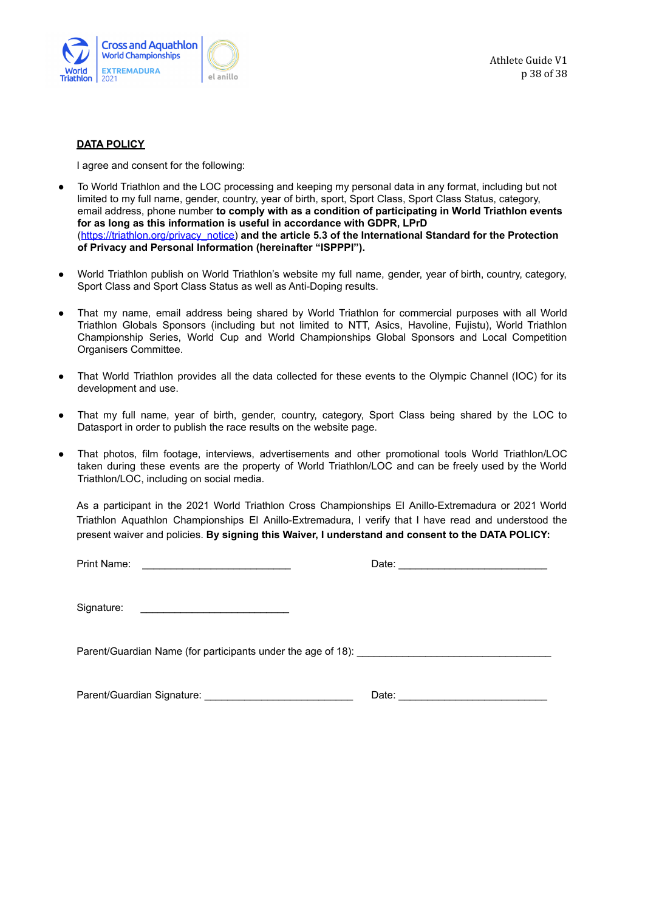**DATA POLICY**

I agree and consent for the following:

- To World Triathlon and the LOC processing and keeping my personal data in any format, including but not limited to my full name, gender, country, year of birth, sport, Sport Class, Sport Class Status, category, email address, phone number **to comply with as a condition of participating in World Triathlon events for as long as this information is useful in accordance with GDPR, LPrD** ([https://triathlon.org/privacy_notice](https://triathlon.org/privacy_notice)) **and the article 5.3 of the International Standard for the Protection of Privacy and Personal Information (hereinafter "ISPPPI").**

- World Triathlon publish on World Triathlon's website my full name, gender, year of birth, country, category, Sport Class and Sport Class Status as well as Anti-Doping results.

- That my name, email address being shared by World Triathlon for commercial purposes with all World Triathlon Globals Sponsors (including but not limited to NTT, Asics, Havoline, Fujistu), World Triathlon Championship Series, World Cup and World Championships Global Sponsors and Local Competition Organisers Committee.

- That World Triathlon provides all the data collected for these events to the Olympic Channel (IOC) for its development and use.

- That my full name, year of birth, gender, country, category, Sport Class being shared by the LOC to Datasport in order to publish the race results on the website page.

- That photos, film footage, interviews, advertisements and other promotional tools World Triathlon/LOC taken during these events are the property of World Triathlon/LOC and can be freely used by the World Triathlon/LOC, including on social media.

As a participant in the 2021 World Triathlon Cross Championships El Anillo-Extremadura or 2021 World Triathlon Aquathlon Championships El Anillo-Extremadura, I verify that I have read and understood the present waiver and policies. **By signing this Waiver, I understand and consent to the DATA POLICY:**

Print Name: __________________________ Date: __________________________

Signature: __________________________

Parent/Guardian Name (for participants under the age of 18): ___________________________________

Parent/Guardian Signature: __________________________ Date: __________________________